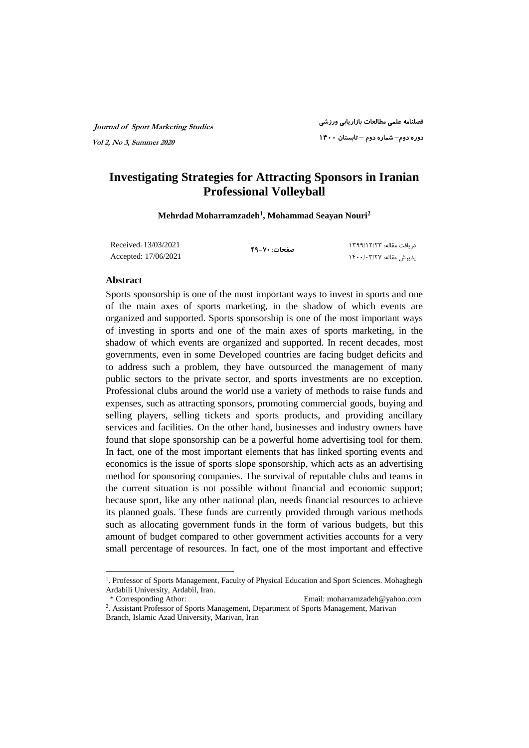# Investigating Strategies for Attracting Sponsors in Iranian Professional Volleyball

**Mehrdad Moharramzadeh[1], Mohammad Seayan Nouri[2]**

Received: 13/03/2021
Accepted: 17/06/2021

## Abstract

Sports sponsorship is one of the most important ways to invest in sports and one of the main axes of sports marketing, in the shadow of which events are organized and supported. Sports sponsorship is one of the most important ways of investing in sports and one of the main axes of sports marketing, in the shadow of which events are organized and supported. In recent decades, most governments, even in some Developed countries are facing budget deficits and to address such a problem, they have outsourced the management of many public sectors to the private sector, and sports investments are no exception. Professional clubs around the world use a variety of methods to raise funds and expenses, such as attracting sponsors, promoting commercial goods, buying and selling players, selling tickets and sports products, and providing ancillary services and facilities. On the other hand, businesses and industry owners have found that slope sponsorship can be a powerful home advertising tool for them. In fact, one of the most important elements that has linked sporting events and economics is the issue of sports slope sponsorship, which acts as an advertising method for sponsoring companies. The survival of reputable clubs and teams in the current situation is not possible without financial and economic support; because sport, like any other national plan, needs financial resources to achieve its planned goals. These funds are currently provided through various methods such as allocating government funds in the form of various budgets, but this amount of budget compared to other government activities accounts for a very small percentage of resources. In fact, one of the most important and effective

---

[1]. Professor of Sports Management, Faculty of Physical Education and Sport Sciences. Mohaghegh Ardabili University, Ardabil, Iran.
\* Corresponding Athor: Email: moharramzadeh@yahoo.com

[2]. Assistant Professor of Sports Management, Department of Sports Management, Marivan Branch, Islamic Azad University, Marivan, Iran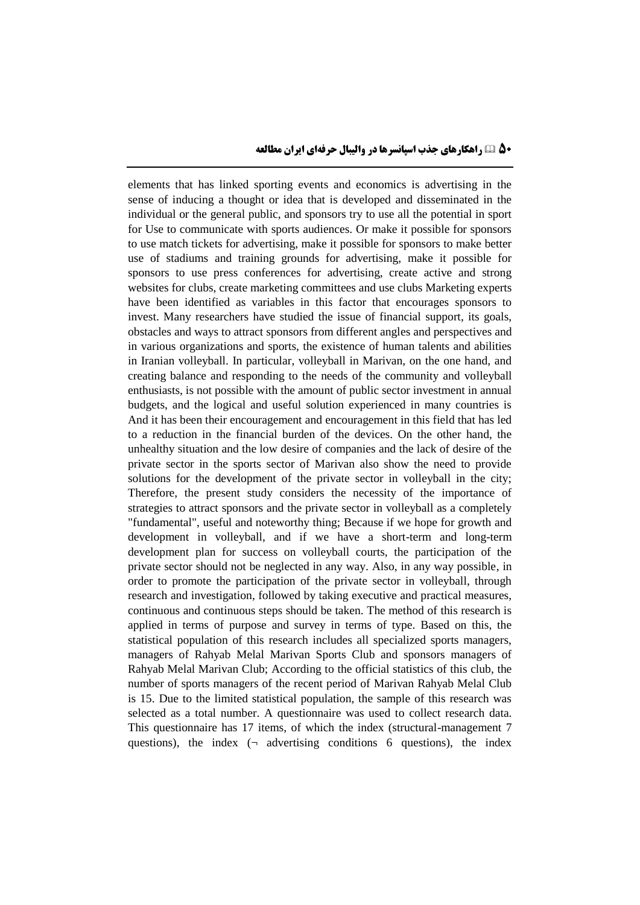elements that has linked sporting events and economics is advertising in the sense of inducing a thought or idea that is developed and disseminated in the individual or the general public, and sponsors try to use all the potential in sport for Use to communicate with sports audiences. Or make it possible for sponsors to use match tickets for advertising, make it possible for sponsors to make better use of stadiums and training grounds for advertising, make it possible for sponsors to use press conferences for advertising, create active and strong websites for clubs, create marketing committees and use clubs Marketing experts have been identified as variables in this factor that encourages sponsors to invest. Many researchers have studied the issue of financial support, its goals, obstacles and ways to attract sponsors from different angles and perspectives and in various organizations and sports, the existence of human talents and abilities in Iranian volleyball. In particular, volleyball in Marivan, on the one hand, and creating balance and responding to the needs of the community and volleyball enthusiasts, is not possible with the amount of public sector investment in annual budgets, and the logical and useful solution experienced in many countries is And it has been their encouragement and encouragement in this field that has led to a reduction in the financial burden of the devices. On the other hand, the unhealthy situation and the low desire of companies and the lack of desire of the private sector in the sports sector of Marivan also show the need to provide solutions for the development of the private sector in volleyball in the city; Therefore, the present study considers the necessity of the importance of strategies to attract sponsors and the private sector in volleyball as a completely "fundamental", useful and noteworthy thing; Because if we hope for growth and development in volleyball, and if we have a short-term and long-term development plan for success on volleyball courts, the participation of the private sector should not be neglected in any way. Also, in any way possible, in order to promote the participation of the private sector in volleyball, through research and investigation, followed by taking executive and practical measures, continuous and continuous steps should be taken. The method of this research is applied in terms of purpose and survey in terms of type. Based on this, the statistical population of this research includes all specialized sports managers, managers of Rahyab Melal Marivan Sports Club and sponsors managers of Rahyab Melal Marivan Club; According to the official statistics of this club, the number of sports managers of the recent period of Marivan Rahyab Melal Club is 15. Due to the limited statistical population, the sample of this research was selected as a total number. A questionnaire was used to collect research data. This questionnaire has 17 items, of which the index (structural-management 7 questions), the index (¬ advertising conditions 6 questions), the index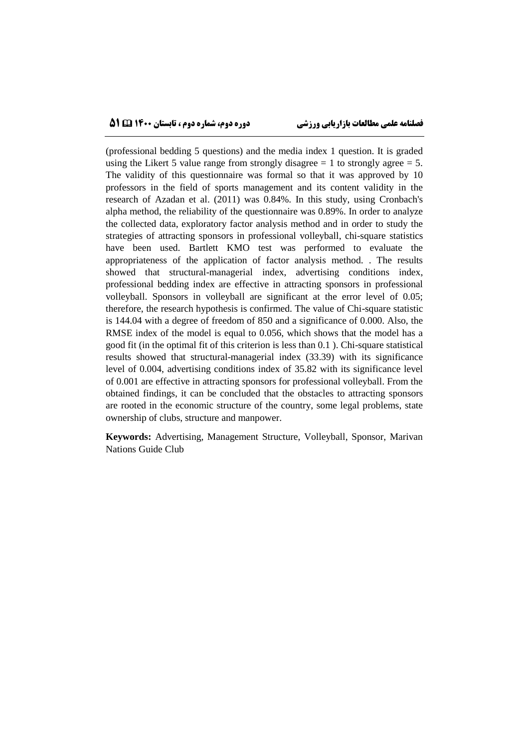(professional bedding 5 questions) and the media index 1 question. It is graded using the Likert 5 value range from strongly disagree = 1 to strongly agree = 5. The validity of this questionnaire was formal so that it was approved by 10 professors in the field of sports management and its content validity in the research of Azadan et al. (2011) was 0.84%. In this study, using Cronbach's alpha method, the reliability of the questionnaire was 0.89%. In order to analyze the collected data, exploratory factor analysis method and in order to study the strategies of attracting sponsors in professional volleyball, chi-square statistics have been used. Bartlett KMO test was performed to evaluate the appropriateness of the application of factor analysis method. . The results showed that structural-managerial index, advertising conditions index, professional bedding index are effective in attracting sponsors in professional volleyball. Sponsors in volleyball are significant at the error level of 0.05; therefore, the research hypothesis is confirmed. The value of Chi-square statistic is 144.04 with a degree of freedom of 850 and a significance of 0.000. Also, the RMSE index of the model is equal to 0.056, which shows that the model has a good fit (in the optimal fit of this criterion is less than 0.1 ). Chi-square statistical results showed that structural-managerial index (33.39) with its significance level of 0.004, advertising conditions index of 35.82 with its significance level of 0.001 are effective in attracting sponsors for professional volleyball. From the obtained findings, it can be concluded that the obstacles to attracting sponsors are rooted in the economic structure of the country, some legal problems, state ownership of clubs, structure and manpower.

**Keywords:** Advertising, Management Structure, Volleyball, Sponsor, Marivan Nations Guide Club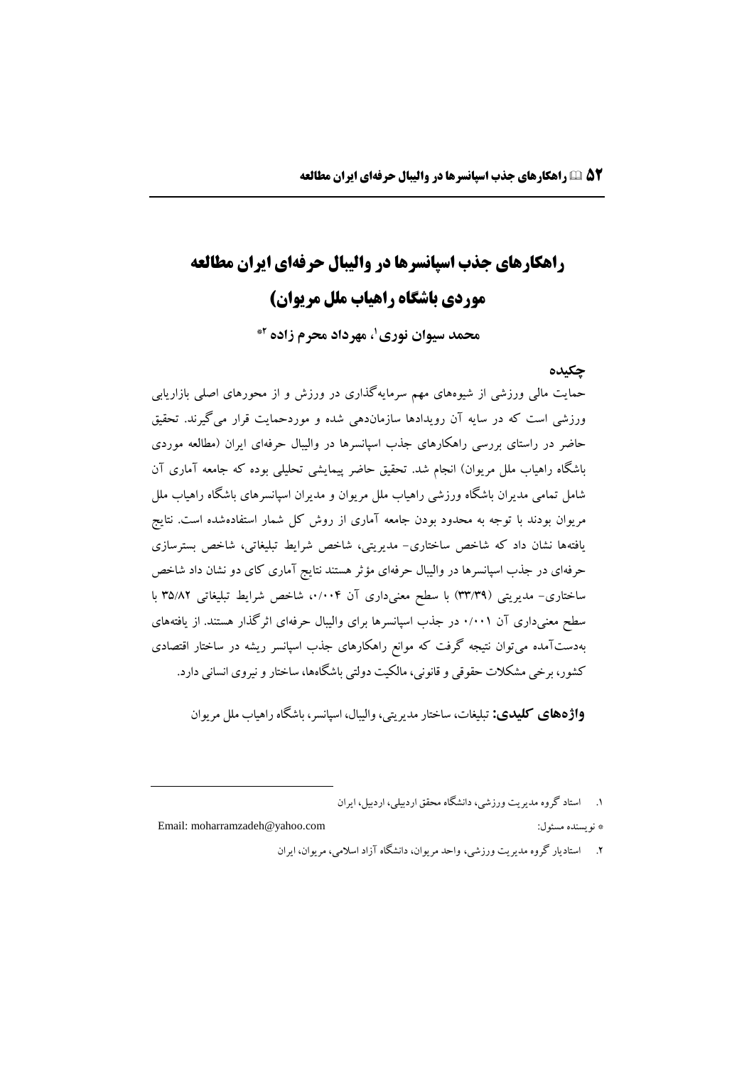# راهکارهای جذب اسپانسرها در والیبال حرفه‌ای ایران مطالعه موردی باشگاه راهیاب ملل مریوان)

**محمد سیوان نوری[1]، مهرداد محرم زاده [2]\***

## چکیده

حمایت مالی ورزشی از شیوه‌های مهم سرمایه‌گذاری در ورزش و از محورهای اصلی بازاریابی ورزشی است که در سایه آن رویدادها سازمان‌دهی شده و موردحمایت قرار می‌گیرند. تحقیق حاضر در راستای بررسی راهکارهای جذب اسپانسرها در والیبال حرفه‌ای ایران (مطالعه موردی باشگاه راهیاب ملل مریوان) انجام شد. تحقیق حاضر پیمایشی تحلیلی بوده که جامعه آماری آن شامل تمامی مدیران باشگاه ورزشی راهیاب ملل مریوان و مدیران اسپانسرهای باشگاه راهیاب ملل مریوان بودند با توجه به محدود بودن جامعه آماری از روش کل شمار استفاده‌شده است. نتایج یافته‌ها نشان داد که شاخص ساختاری- مدیریتی، شاخص شرایط تبلیغاتی، شاخص بسترسازی حرفه‌ای در جذب اسپانسرها در والیبال حرفه‌ای مؤثر هستند نتایج آماری کای دو نشان داد شاخص ساختاری- مدیریتی (۳۳/۳۹) با سطح معنی‌داری آن ۰/۰۰۴، شاخص شرایط تبلیغاتی ۳۵/۸۲ با سطح معنی‌داری آن ۰/۰۰۱ در جذب اسپانسرها برای والیبال حرفه‌ای اثرگذار هستند. از یافته‌های به‌دست‌آمده می‌توان نتیجه گرفت که موانع راهکارهای جذب اسپانسر ریشه در ساختار اقتصادی کشور، برخی مشکلات حقوقی و قانونی، مالکیت دولتی باشگاه‌ها، ساختار و نیروی انسانی دارد.

**واژه‌های کلیدی:** تبلیغات، ساختار مدیریتی، والیبال، اسپانسر، باشگاه راهیاب ملل مریوان

---

۱. استاد گروه مدیریت ورزشی، دانشگاه محقق اردبیلی، اردبیل، ایران

\* نویسنده مسئول: Email: moharramzadeh@yahoo.com

۲. استادیار گروه مدیریت ورزشی، واحد مریوان، دانشگاه آزاد اسلامی، مریوان، ایران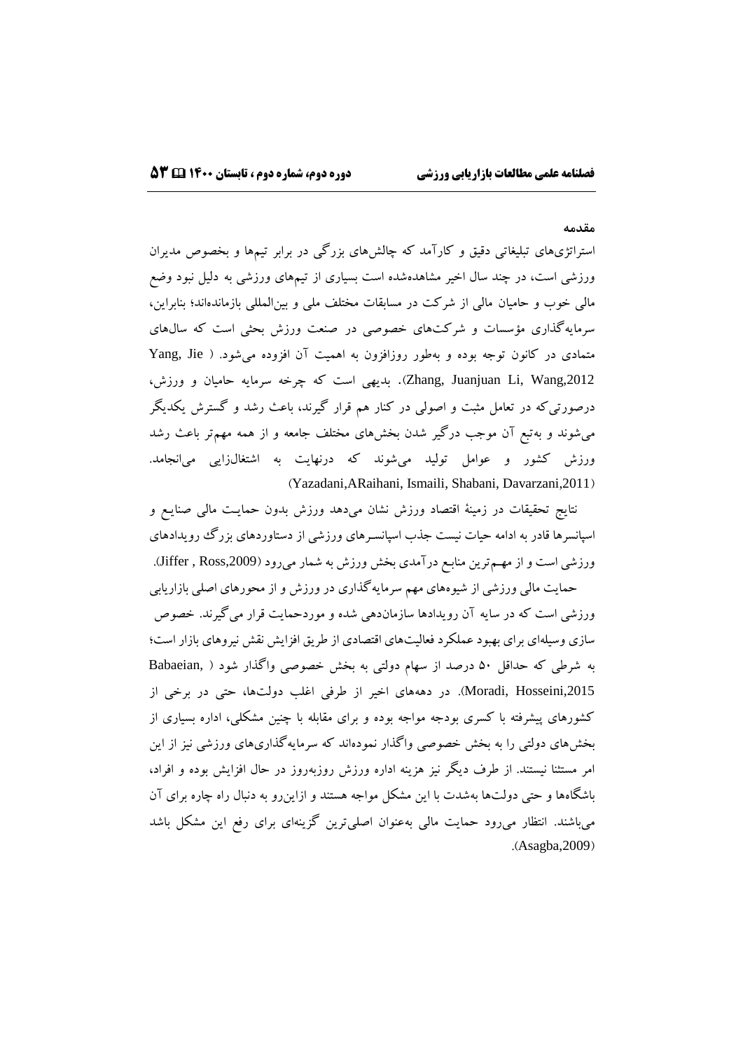## مقدمه

استراتژی‌های تبلیغاتی دقیق و کارآمد که چالش‌های بزرگی در برابر تیم‌ها و بخصوص مدیران ورزشی است، در چند سال اخیر مشاهده‌شده است بسیاری از تیم‌های ورزشی به دلیل نبود وضع مالی خوب و حامیان مالی از شرکت در مسابقات مختلف ملی و بین‌المللی بازمانده‌اند؛ بنابراین، سرمایه‌گذاری مؤسسات و شرکت‌های خصوصی در صنعت ورزش بحثی است که سال‌های متمادی در کانون توجه بوده و به‌طور روزافزون به اهمیت آن افزوده می‌شود. (Yang, Jie Zhang, Juanjuan Li, Wang,2012). بدیهی است که چرخه سرمایه حامیان و ورزش، درصورتی‌که در تعامل مثبت و اصولی در کنار هم قرار گیرند، باعث رشد و گسترش یکدیگر می‌شوند و به‌تبع آن موجب درگیر شدن بخش‌های مختلف جامعه و از همه مهم‌تر باعث رشد ورزش کشور و عوامل تولید می‌شوند که درنهایت به اشتغال‌زایی می‌انجامد. (Yazadani,ARaihani, Ismaili, Shabani, Davarzani,2011)

نتایج تحقیقات در زمینهٔ اقتصاد ورزش نشان می‌دهد ورزش بدون حمایت مالی صنایع و اسپانسرها قادر به ادامه حیات نیست جذب اسپانسرهای ورزشی از دستاوردهای بزرگ رویدادهای ورزشی است و از مهم‌ترین منابع درآمدی بخش ورزش به شمار می‌رود (Jiffer , Ross,2009).

حمایت مالی ورزشی از شیوه‌های مهم سرمایه‌گذاری در ورزش و از محورهای اصلی بازاریابی ورزشی است که در سایه آن رویدادها سازمان‌دهی شده و موردحمایت قرار می‌گیرند. خصوص سازی وسیله‌ای برای بهبود عملکرد فعالیت‌های اقتصادی از طریق افزایش نقش نیروهای بازار است؛ به شرطی که حداقل ۵۰ درصد از سهام دولتی به بخش خصوصی واگذار شود ( ,Babaeian Moradi, Hosseini,2015). در دهه‌های اخیر از طرفی اغلب دولت‌ها، حتی در برخی از کشورهای پیشرفته با کسری بودجه مواجه بوده و برای مقابله با چنین مشکلی، اداره بسیاری از بخش‌های دولتی را به بخش خصوصی واگذار نموده‌اند که سرمایه‌گذاری‌های ورزشی نیز از این امر مستثنا نیستند. از طرف دیگر نیز هزینه اداره ورزش روزبه‌روز در حال افزایش بوده و افراد، باشگاه‌ها و حتی دولت‌ها به‌شدت با این مشکل مواجه هستند و ازاین‌رو به دنبال راه چاره برای آن می‌باشند. انتظار می‌رود حمایت مالی به‌عنوان اصلی‌ترین گزینه‌ای برای رفع این مشکل باشد .(Asagba,2009)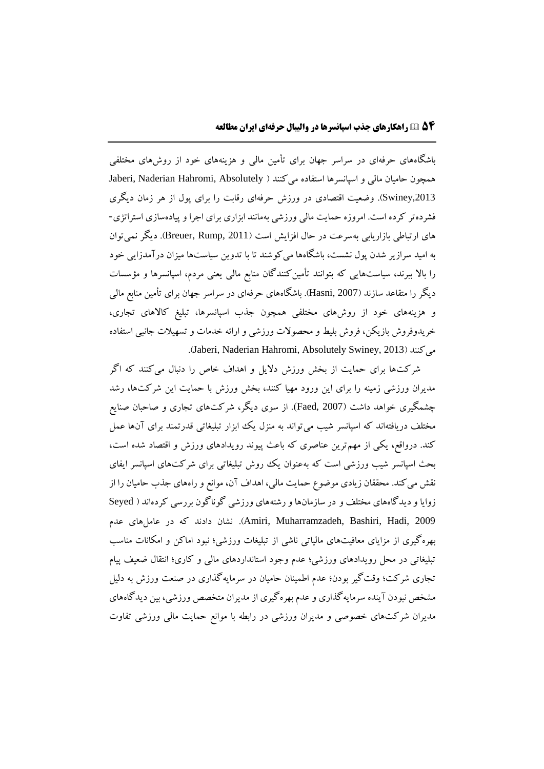باشگاه‌های حرفه‌ای در سراسر جهان برای تأمین مالی و هزینه‌های خود از روش‌های مختلفی همچون حامیان مالی و اسپانسرها استفاده می‌کنند (Jaberi, Naderian Hahromi, Absolutely Swiney,2013). وضعیت اقتصادی در ورزش حرفه‌ای رقابت را برای پول از هر زمان دیگری فشرده‌تر کرده است. امروزه حمایت مالی ورزشی به‌مانند ابزاری برای اجرا و پیاده‌سازی استراتژی‌-های ارتباطی بازاریابی به‌سرعت در حال افزایش است (Breuer, Rump, 2011). دیگر نمی‌توان به امید سرازیر شدن پول نشست، باشگاه‌ها می‌کوشند تا با تدوین سیاست‌ها میزان درآمدزایی خود را بالا ببرند، سیاست‌هایی که بتوانند تأمین‌کنندگان منابع مالی یعنی مردم، اسپانسرها و مؤسسات دیگر را متقاعد سازند (Hasni, 2007). باشگاه‌های حرفه‌ای در سراسر جهان برای تأمین منابع مالی و هزینه‌های خود از روش‌های مختلفی همچون جذب اسپانسرها، تبلیغ کالاهای تجاری، خریدوفروش بازیکن، فروش بلیط و محصولات ورزشی و ارائه خدمات و تسهیلات جانبی استفاده می‌کنند (Jaberi, Naderian Hahromi, Absolutely Swiney, 2013).

شرکت‌ها برای حمایت از بخش ورزش دلایل و اهداف خاص را دنبال می‌کنند که اگر مدیران ورزشی زمینه را برای این ورود مهیا کنند، بخش ورزش با حمایت این شرکت‌ها، رشد چشمگیری خواهد داشت (Faed, 2007). از سوی دیگر، شرکت‌های تجاری و صاحبان صنایع مختلف دریافته‌اند که اسپانسر شیب می‌تواند به منزل یک ابزار تبلیغاتی قدرتمند برای آن‌ها عمل کند. درواقع، یکی از مهم‌ترین عناصری که باعث پیوند رویدادهای ورزش و اقتصاد شده است، بحث اسپانسر شیب ورزشی است که به‌عنوان یک روش تبلیغاتی برای شرکت‌های اسپانسر ایفای نقش می‌کند. محققان زیادی موضوع حمایت مالی، اهداف آن، موانع و راه‌های جذب حامیان را از زوایا و دیدگاه‌های مختلف و در سازمان‌ها و رشته‌های ورزشی گوناگون بررسی کرده‌اند (Seyed Amiri, Muharramzadeh, Bashiri, Hadi, 2009). نشان دادند که در عامل‌های عدم بهره‌گیری از مزایای معافیت‌های مالیاتی ناشی از تبلیغات ورزشی؛ نبود اماکن و امکانات مناسب تبلیغاتی در محل رویدادهای ورزشی؛ عدم وجود استانداردهای مالی و کاری؛ انتقال ضعیف پیام تجاری شرکت؛ وقت‌گیر بودن؛ عدم اطمینان حامیان در سرمایه‌گذاری در صنعت ورزش به دلیل مشخص نبودن آینده سرمایه‌گذاری و عدم بهره‌گیری از مدیران متخصص ورزشی، بین دیدگاه‌های مدیران شرکت‌های خصوصی و مدیران ورزشی در رابطه با موانع حمایت مالی ورزشی تفاوت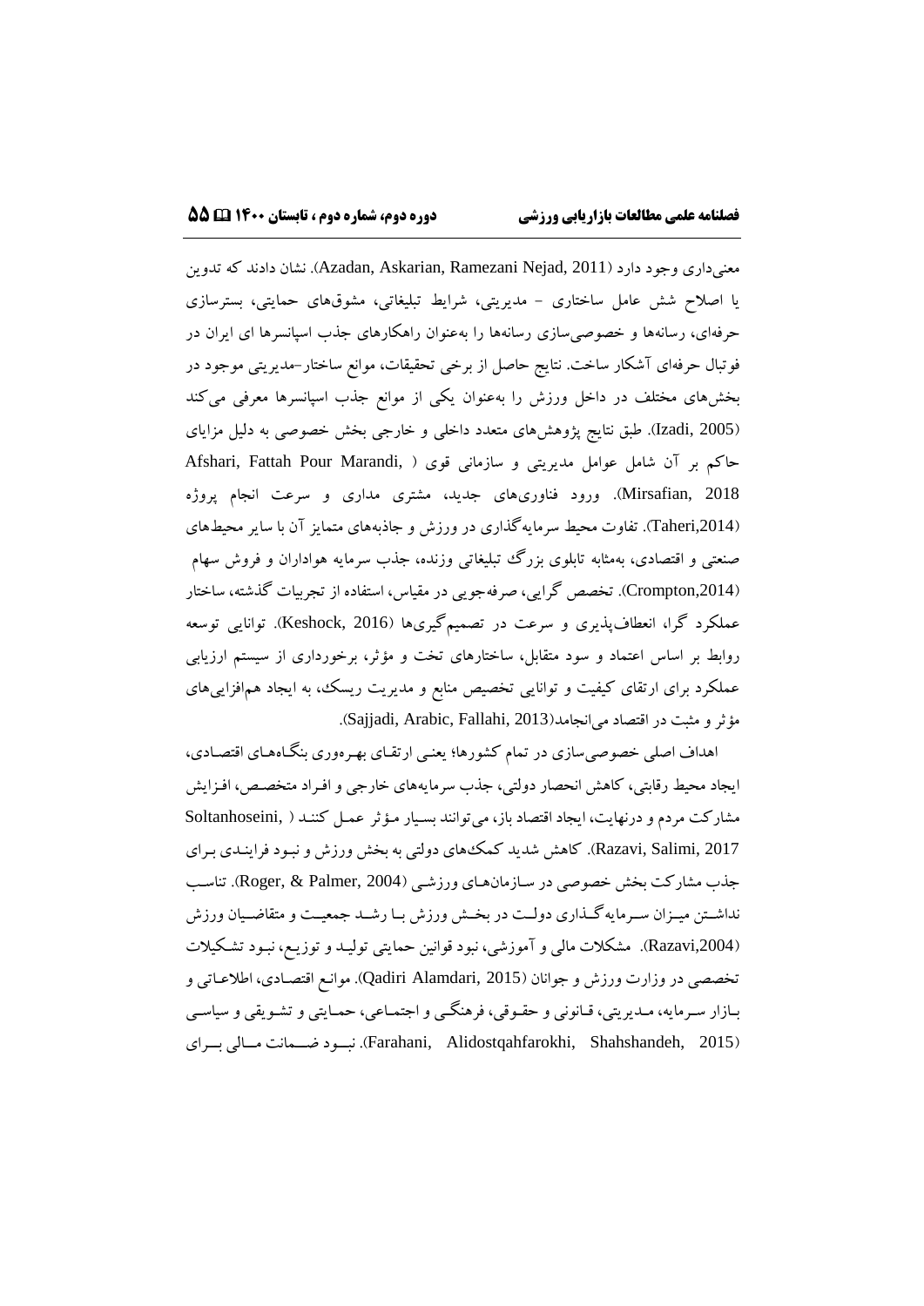معنی‌داری وجود دارد (Azadan, Askarian, Ramezani Nejad, 2011). نشان دادند که تدوین یا اصلاح شش عامل ساختاری - مدیریتی، شرایط تبلیغاتی، مشوق‌های حمایتی، بسترسازی حرفه‌ای، رسانه‌ها و خصوصی‌سازی رسانه‌ها را به‌عنوان راهکارهای جذب اسپانسرها ای ایران در فوتبال حرفه‌ای آشکار ساخت. نتایج حاصل از برخی تحقیقات، موانع ساختار-مدیریتی موجود در بخش‌های مختلف در داخل ورزش را به‌عنوان یکی از موانع جذب اسپانسرها معرفی می‌کند (Izadi, 2005). طبق نتایج پژوهش‌های متعدد داخلی و خارجی بخش خصوصی به دلیل مزایای حاکم بر آن شامل عوامل مدیریتی و سازمانی قوی ( Afshari, Fattah Pour Marandi, Mirsafian, 2018). ورود فناوری‌های جدید، مشتری مداری و سرعت انجام پروژه (Taheri,2014). تفاوت محیط سرمایه‌گذاری در ورزش و جاذبه‌های متمایز آن با سایر محیط‌های صنعتی و اقتصادی، به‌مثابه تابلوی بزرگ تبلیغاتی وزنده، جذب سرمایه هواداران و فروش سهام (Crompton,2014). تخصص گرایی، صرفه‌جویی در مقیاس، استفاده از تجربیات گذشته، ساختار عملکرد گرا، انعطاف‌پذیری و سرعت در تصمیم‌گیری‌ها (Keshock, 2016). توانایی توسعه روابط بر اساس اعتماد و سود متقابل، ساختارهای تخت و مؤثر، برخورداری از سیستم ارزیابی عملکرد برای ارتقای کیفیت و توانایی تخصیص منابع و مدیریت ریسک، به ایجاد هم‌افزایی‌های مؤثر و مثبت در اقتصاد می‌انجامد(Sajjadi, Arabic, Fallahi, 2013).

اهداف اصلی خصوصی‌سازی در تمام کشورها؛ یعنی ارتقای بهره‌وری بنگاه‌های اقتصادی، ایجاد محیط رقابتی، کاهش انحصار دولتی، جذب سرمایه‌های خارجی و افراد متخصص، افزایش مشارکت مردم و درنهایت، ایجاد اقتصاد باز، می‌توانند بسیار مؤثر عمل کنند ( ,Soltanhoseini Razavi, Salimi, 2017). کاهش شدید کمک‌های دولتی به بخش ورزش و نبود فرایندی برای جذب مشارکت بخش خصوصی در سازمان‌های ورزشی (Roger, & Palmer, 2004). تناسب نداشتن میزان سرمایه‌گذاری دولت در بخش ورزش با رشد جمعیت و متقاضیان ورزش (Razavi,2004). مشکلات مالی و آموزشی، نبود قوانین حمایتی تولید و توزیع، نبود تشکیلات تخصصی در وزارت ورزش و جوانان (Qadiri Alamdari, 2015). موانع اقتصادی، اطلاعاتی و بازار سرمایه، مدیریتی، قانونی و حقوقی، فرهنگی و اجتماعی، حمایتی و تشویقی و سیاسی (Farahani, Alidostqahfarokhi, Shahshandeh, 2015). نبود ضمانت مالی برای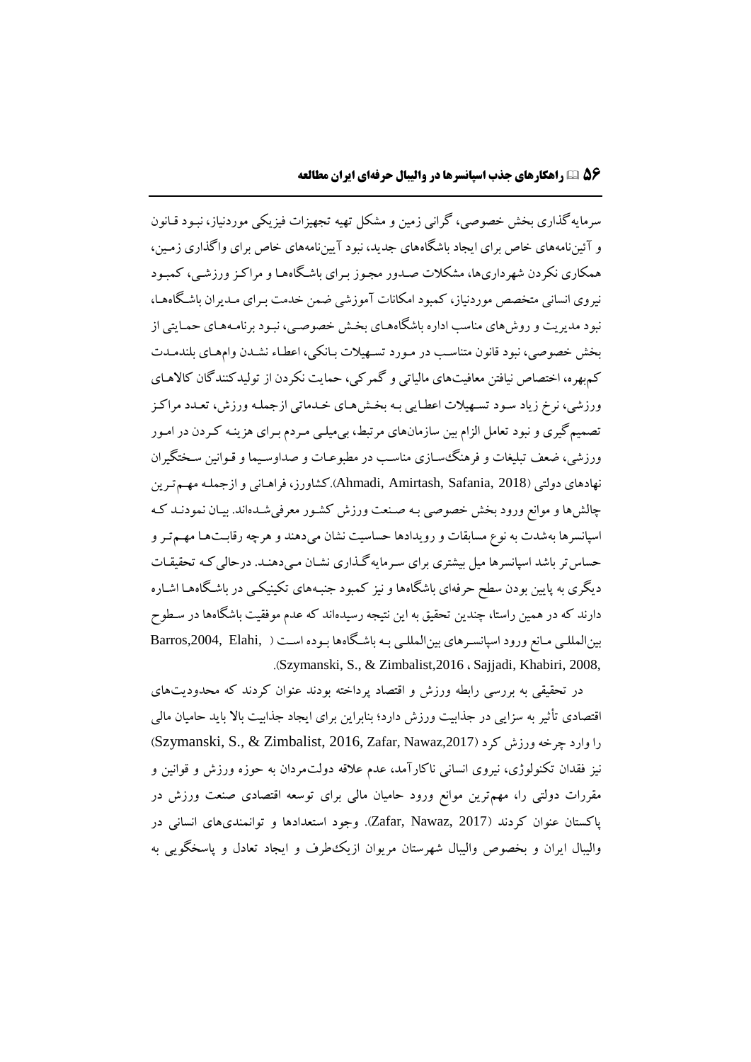سرمایه‌گذاری بخش خصوصی، گرانی زمین و مشکل تهیه تجهیزات فیزیکی موردنیاز، نبود قانون و آئین‌نامه‌های خاص برای ایجاد باشگاه‌های جدید، نبود آیین‌نامه‌های خاص برای واگذاری زمین، همکاری نکردن شهرداری‌ها، مشکلات صدور مجوز برای باشگاه‌ها و مراکز ورزشی، کمبود نیروی انسانی متخصص موردنیاز، کمبود امکانات آموزشی ضمن خدمت برای مدیران باشگاه‌ها، نبود مدیریت و روش‌های مناسب اداره باشگاه‌های بخش خصوصی، نبود برنامه‌های حمایتی از بخش خصوصی، نبود قانون متناسب در مورد تسهیلات بانکی، اعطاء نشدن وام‌های بلندمدت کم‌بهره، اختصاص نیافتن معافیت‌های مالیاتی و گمرکی، حمایت نکردن از تولیدکنندگان کالاهای ورزشی، نرخ زیاد سود تسهیلات اعطایی به بخش‌های خدماتی ازجمله ورزش، تعدد مراکز تصمیم‌گیری و نبود تعامل الزام بین سازمان‌های مرتبط، بی‌میلی مردم برای هزینه کردن در امور ورزشی، ضعف تبلیغات و فرهنگ‌سازی مناسب در مطبوعات و صداوسیما و قوانین سختگیران نهادهای دولتی (Ahmadi, Amirtash, Safania, 2018).کشاورز، فراهانی و ازجمله مهم‌ترین چالش‌ها و موانع ورود بخش خصوصی به صنعت ورزش کشور معرفی‌شده‌اند. بیان نمودند که اسپانسرها به‌شدت به نوع مسابقات و رویدادها حساسیت نشان می‌دهند و هرچه رقابت‌ها مهم‌تر و حساس‌تر باشد اسپانسرها میل بیشتری برای سرمایه‌گذاری نشان می‌دهند. درحالی‌که تحقیقات دیگری به پایین بودن سطح حرفه‌ای باشگاه‌ها و نیز کمبود جنبه‌های تکنیکی در باشگاه‌ها اشاره دارند که در همین راستا، چندین تحقیق به این نتیجه رسیده‌اند که عدم موفقیت باشگاه‌ها در سطوح بین‌المللی مانع ورود اسپانسرهای بین‌المللی به باشگاه‌ها بوده است ( Barros,2004, Elahi, Sajjadi, Khabiri, 2008، Szymanski, S., & Zimbalist,2016).

در تحقیقی به بررسی رابطه ورزش و اقتصاد پرداخته بودند عنوان کردند که محدودیت‌های اقتصادی تأثیر به سزایی در جذابیت ورزش دارد؛ بنابراین برای ایجاد جذابیت بالا باید حامیان مالی را وارد چرخه ورزش کرد (Szymanski, S., & Zimbalist, 2016, Zafar, Nawaz,2017) نیز فقدان تکنولوژی، نیروی انسانی ناکارآمد، عدم علاقه دولت‌مردان به حوزه ورزش و قوانین و مقررات دولتی را، مهم‌ترین موانع ورود حامیان مالی برای توسعه اقتصادی صنعت ورزش در پاکستان عنوان کردند (Zafar, Nawaz, 2017). وجود استعدادها و توانمندی‌های انسانی در والیبال ایران و بخصوص والیبال شهرستان مریوان ازیک‌طرف و ایجاد تعادل و پاسخگویی به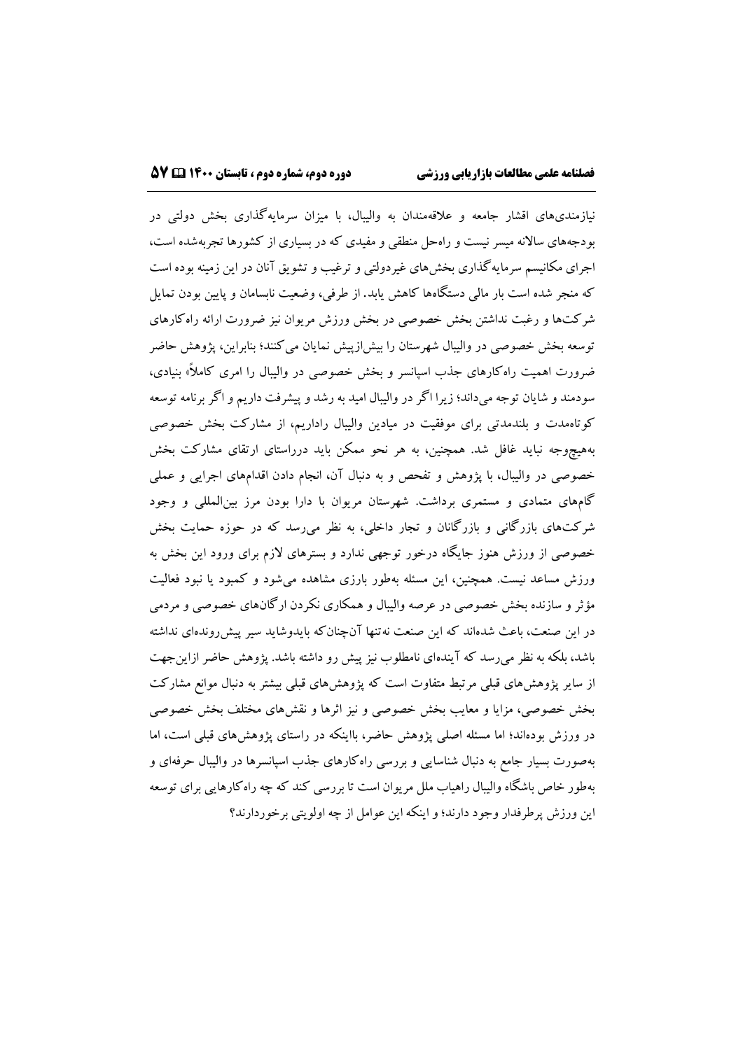نیازمندی‌های اقشار جامعه و علاقه‌مندان به والیبال، با میزان سرمایه‌گذاری بخش دولتی در بودجه‌های سالانه میسر نیست و راه‌حل منطقی و مفیدی که در بسیاری از کشورها تجربه‌شده است، اجرای مکانیسم سرمایه‌گذاری بخش‌های غیردولتی و ترغیب و تشویق آنان در این زمینه بوده است که منجر شده است بار مالی دستگاه‌ها کاهش یابد. از طرفی، وضعیت نابسامان و پایین بودن تمایل شرکت‌ها و رغبت نداشتن بخش خصوصی در بخش ورزش مریوان نیز ضرورت ارائه راه‌کارهای توسعه بخش خصوصی در والیبال شهرستان را بیش‌ازپیش نمایان می‌کنند؛ بنابراین، پژوهش حاضر ضرورت اهمیت راه‌کارهای جذب اسپانسر و بخش خصوصی در والیبال را امری کاملاً بنیادی، سودمند و شایان توجه می‌داند؛ زیرا اگر در والیبال امید به رشد و پیشرفت داریم و اگر برنامه توسعه کوتاه‌مدت و بلندمدتی برای موفقیت در میادین والیبال راداریم، از مشارکت بخش خصوصی به‌هیچ‌وجه نباید غافل شد. همچنین، به هر نحو ممکن باید درراستای ارتقای مشارکت بخش خصوصی در والیبال، با پژوهش و تفحص و به دنبال آن، انجام دادن اقدام‌های اجرایی و عملی گام‌های متمادی و مستمری برداشت. شهرستان مریوان با دارا بودن مرز بین‌المللی و وجود شرکت‌های بازرگانی و بازرگانان و تجار داخلی، به نظر می‌رسد که در حوزه حمایت بخش خصوصی از ورزش هنوز جایگاه درخور توجهی ندارد و بسترهای لازم برای ورود این بخش به ورزش مساعد نیست. همچنین، این مسئله به‌طور بارزی مشاهده می‌شود و کمبود یا نبود فعالیت مؤثر و سازنده بخش خصوصی در عرصه والیبال و همکاری نکردن ارگان‌های خصوصی و مردمی در این صنعت، باعث شده‌اند که این صنعت نه‌تنها آن‌چنان‌که بایدوشاید سیر پیش‌رونده‌ای نداشته باشد، بلکه به نظر می‌رسد که آینده‌ای نامطلوب نیز پیش رو داشته باشد. پژوهش حاضر ازاین‌جهت از سایر پژوهش‌های قبلی مرتبط متفاوت است که پژوهش‌های قبلی بیشتر به دنبال موانع مشارکت بخش خصوصی، مزایا و معایب بخش خصوصی و نیز اثرها و نقش‌های مختلف بخش خصوصی در ورزش بوده‌اند؛ اما مسئله اصلی پژوهش حاضر، بااینکه در راستای پژوهش‌های قبلی است، اما به‌صورت بسیار جامع به دنبال شناسایی و بررسی راه‌کارهای جذب اسپانسرها در والیبال حرفه‌ای و به‌طور خاص باشگاه والیبال راهیاب ملل مریوان است تا بررسی کند که چه راه‌کارهایی برای توسعه این ورزش پرطرفدار وجود دارند؛ و اینکه این عوامل از چه اولویتی برخوردارند؟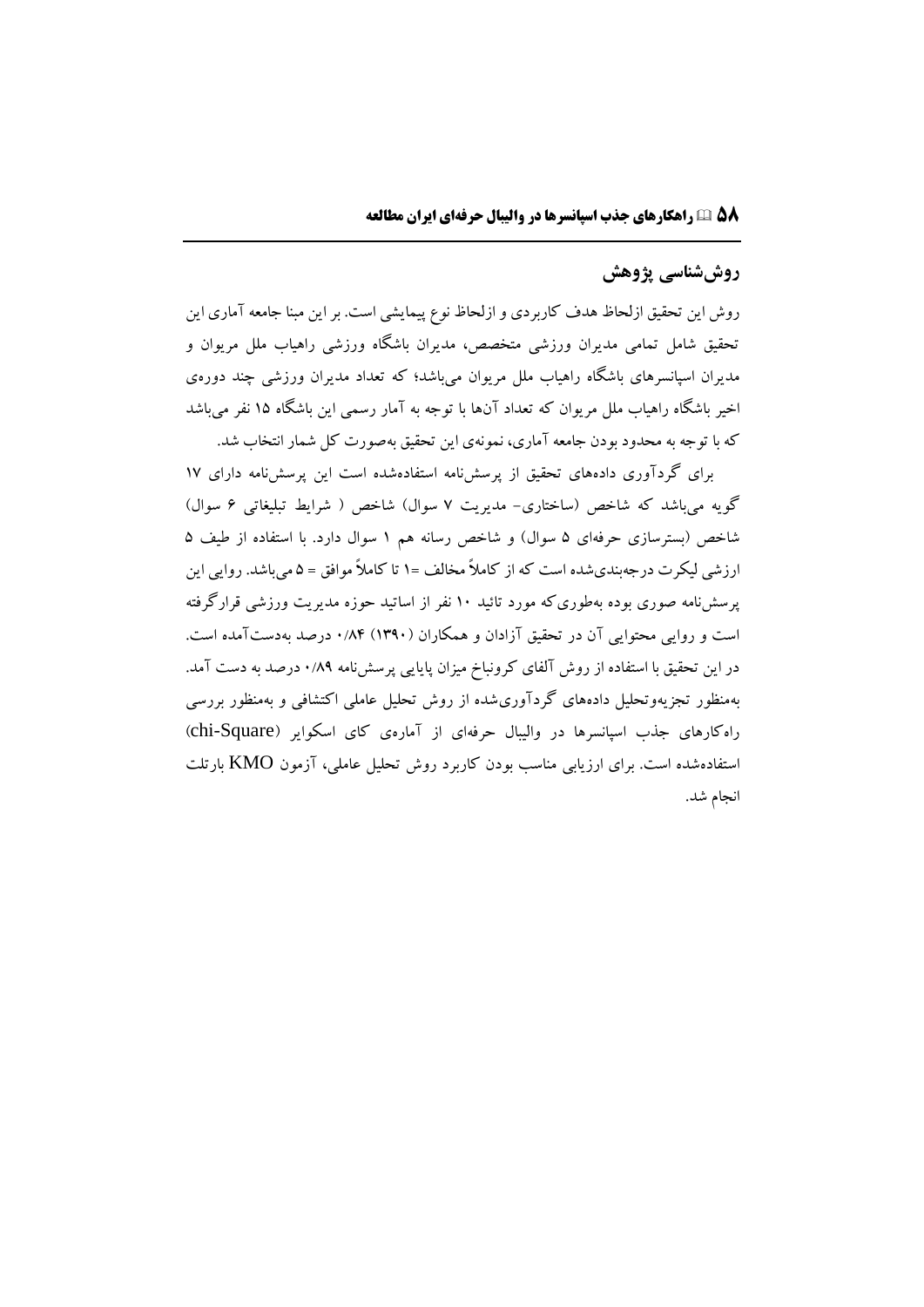## روش‌شناسی پژوهش

روش این تحقیق ازلحاظ هدف کاربردی و ازلحاظ نوع پیمایشی است. بر این مبنا جامعه آماری این تحقیق شامل تمامی مدیران ورزشی متخصص، مدیران باشگاه ورزشی راهیاب ملل مریوان و مدیران اسپانسرهای باشگاه راهیاب ملل مریوان می‌باشد؛ که تعداد مدیران ورزشی چند دوره‌ی اخیر باشگاه راهیاب ملل مریوان که تعداد آن‌ها با توجه به آمار رسمی این باشگاه ۱۵ نفر می‌باشد که با توجه به محدود بودن جامعه آماری، نمونه‌ی این تحقیق به‌صورت کل شمار انتخاب شد.

برای گردآوری داده‌های تحقیق از پرسش‌نامه استفاده‌شده است این پرسش‌نامه دارای ۱۷ گویه می‌باشد که شاخص (ساختاری- مدیریت ۷ سوال) شاخص ( شرایط تبلیغاتی ۶ سوال) شاخص (بسترسازی حرفه‌ای ۵ سوال) و شاخص رسانه هم ۱ سوال دارد. با استفاده از طیف ۵ ارزشی لیکرت درجه‌بندی‌شده است که از کاملاً مخالف =۱ تا کاملاً موافق = ۵ می‌باشد. روایی این پرسش‌نامه صوری بوده به‌طوری‌که مورد تائید ۱۰ نفر از اساتید حوزه مدیریت ورزشی قرارگرفته است و روایی محتوایی آن در تحقیق آزادان و همکاران (۱۳۹۰) ۰/۸۴ درصد به‌دست‌آمده است. در این تحقیق با استفاده از روش آلفای کرونباخ میزان پایایی پرسش‌نامه ۰/۸۹ درصد به دست آمد. به‌منظور تجزیه‌وتحلیل داده‌های گردآوری‌شده از روش تحلیل عاملی اکتشافی و به‌منظور بررسی راه‌کارهای جذب اسپانسرها در والیبال حرفه‌ای از آماره‌ی کای اسکوایر (chi-Square) استفاده‌شده است. برای ارزیابی مناسب بودن کاربرد روش تحلیل عاملی، آزمون KMO بارتلت انجام شد.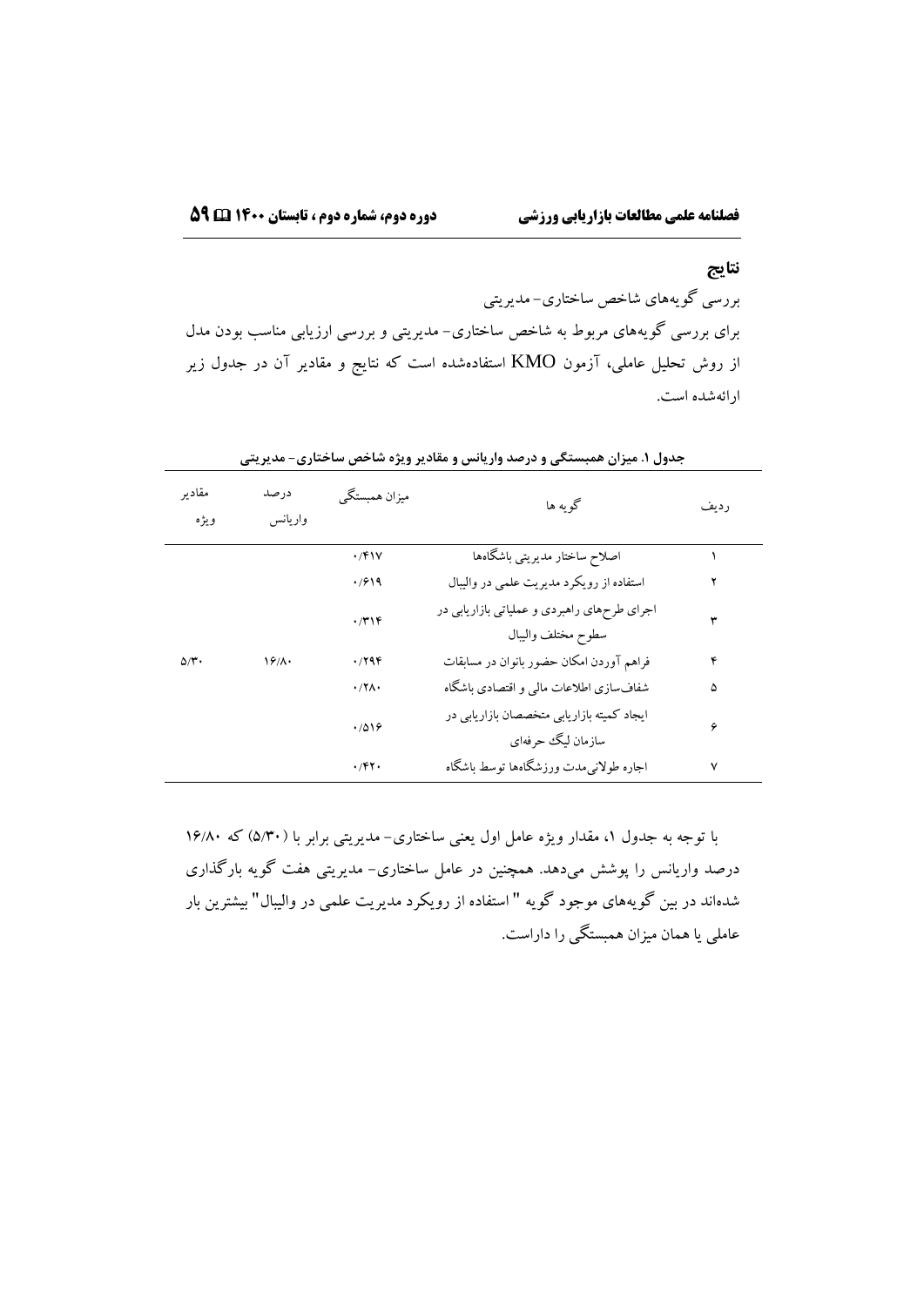## نتایج

بررسی گویه‌های شاخص ساختاری- مدیریتی

برای بررسی گویه‌های مربوط به شاخص ساختاری- مدیریتی و بررسی ارزیابی مناسب بودن مدل از روش تحلیل عاملی، آزمون KMO استفاده‌شده است که نتایج و مقادیر آن در جدول زیر ارائه‌شده است.

**جدول ۱. میزان همبستگی و درصد واریانس و مقادیر ویژه شاخص ساختاری- مدیریتی**

| ردیف | گویه ها | میزان همبستگی | درصد واریانس | مقادیر ویژه |
|---|---|---|---|---|
| ۱ | اصلاح ساختار مدیریتی باشگاه‌ها | ۰/۴۱۷ | ۱۶/۸۰ | ۵/۳۰ |
| ۲ | استفاده از رویکرد مدیریت علمی در والیبال | ۰/۶۱۹ | | |
| ۳ | اجرای طرح‌های راهبردی و عملیاتی بازاریابی در سطوح مختلف والیبال | ۰/۳۱۴ | | |
| ۴ | فراهم آوردن امکان حضور بانوان در مسابقات | ۰/۲۹۴ | | |
| ۵ | شفاف‌سازی اطلاعات مالی و اقتصادی باشگاه | ۰/۲۸۰ | | |
| ۶ | ایجاد کمیته بازاریابی متخصصان بازاریابی در سازمان لیگ حرفه‌ای | ۰/۵۱۶ | | |
| ۷ | اجاره طولانی‌مدت ورزشگاه‌ها توسط باشگاه | ۰/۴۲۰ | | |

با توجه به جدول ۱، مقدار ویژه عامل اول یعنی ساختاری- مدیریتی برابر با (۵/۳۰) که ۱۶/۸۰ درصد واریانس را پوشش می‌دهد. همچنین در عامل ساختاری- مدیریتی هفت گویه بارگذاری شده‌اند در بین گویه‌های موجود گویه " استفاده از رویکرد مدیریت علمی در والیبال" بیشترین بار عاملی یا همان میزان همبستگی را داراست.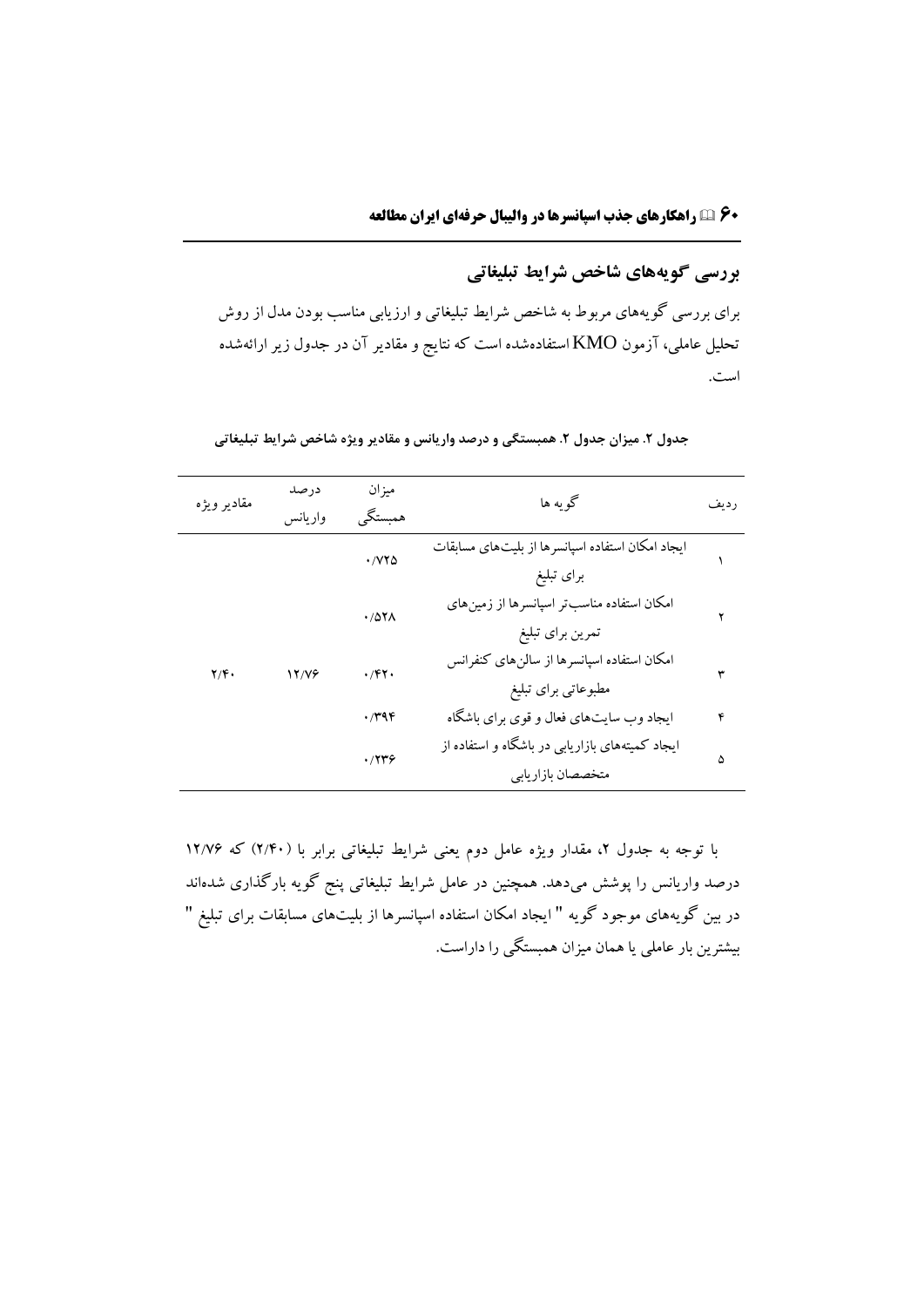## بررسی گویه‌های شاخص شرایط تبلیغاتی

برای بررسی گویه‌های مربوط به شاخص شرایط تبلیغاتی و ارزیابی مناسب بودن مدل از روش تحلیل عاملی، آزمون KMO استفاده‌شده است که نتایج و مقادیر آن در جدول زیر ارائه‌شده است.

**جدول ۲. میزان جدول ۲. همبستگی و درصد واریانس و مقادیر ویژه شاخص شرایط تبلیغاتی**

| ردیف | گویه ها | میزان همبستگی | درصد واریانس | مقادیر ویژه |
|---|---|---|---|---|
| ۱ | ایجاد امکان استفاده اسپانسرها از بلیت‌های مسابقات برای تبلیغ | ۰/۷۲۵ | ۱۲/۷۶ | ۲/۴۰ |
| ۲ | امکان استفاده مناسب‌تر اسپانسرها از زمین‌های تمرین برای تبلیغ | ۰/۵۲۸ | | |
| ۳ | امکان استفاده اسپانسرها از سالن‌های کنفرانس مطبوعاتی برای تبلیغ | ۰/۴۲۰ | | |
| ۴ | ایجاد وب سایت‌های فعال و قوی برای باشگاه | ۰/۳۹۴ | | |
| ۵ | ایجاد کمیته‌های بازاریابی در باشگاه و استفاده از متخصصان بازاریابی | ۰/۲۳۶ | | |

با توجه به جدول ۲، مقدار ویژه عامل دوم یعنی شرایط تبلیغاتی برابر با (۲/۴۰) که ۱۲/۷۶ درصد واریانس را پوشش می‌دهد. همچنین در عامل شرایط تبلیغاتی پنج گویه بارگذاری شده‌اند در بین گویه‌های موجود گویه " ایجاد امکان استفاده اسپانسرها از بلیت‌های مسابقات برای تبلیغ " بیشترین بار عاملی یا همان میزان همبستگی را داراست.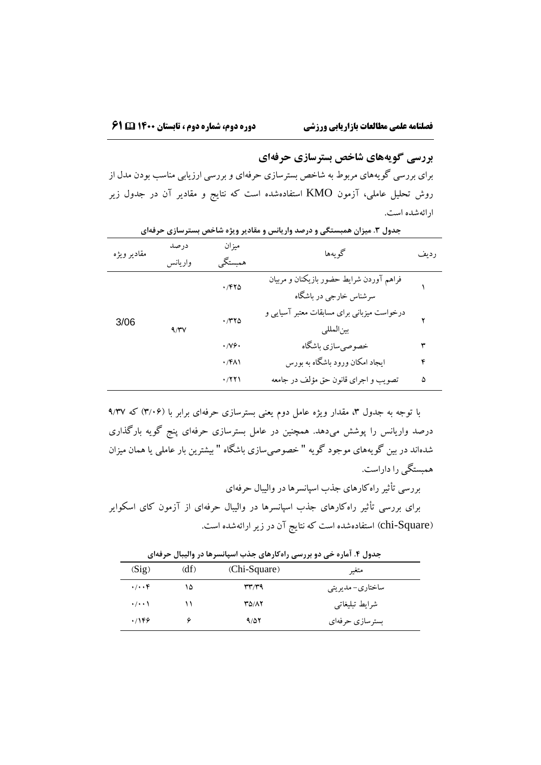## بررسی گویه‌های شاخص بسترسازی حرفه‌ای

برای بررسی گویه‌های مربوط به شاخص بسترسازی حرفه‌ای و بررسی ارزیابی مناسب بودن مدل از روش تحلیل عاملی، آزمون KMO استفاده‌شده است که نتایج و مقادیر آن در جدول زیر ارائه‌شده است.

**جدول ۳. میزان همبستگی و درصد واریانس و مقادیر ویژه شاخص بسترسازی حرفه‌ای**

| ردیف | گویه‌ها | میزان همبستگی | درصد واریانس | مقادیر ویژه |
|---|---|---|---|---|
| ۱ | فراهم آوردن شرایط حضور بازیکنان و مربیان سرشناس خارجی در باشگاه | ۰/۴۲۵ | ۹/۳۷ | 3/06 |
| ۲ | درخواست میزبانی برای مسابقات معتبر آسیایی و بین‌المللی | ۰/۳۲۵ | | |
| ۳ | خصوصی‌سازی باشگاه | ۰/۷۶۰ | | |
| ۴ | ایجاد امکان ورود باشگاه به بورس | ۰/۴۸۱ | | |
| ۵ | تصویب و اجرای قانون حق مؤلف در جامعه | ۰/۲۲۱ | | |

با توجه به جدول ۳، مقدار ویژه عامل دوم یعنی بسترسازی حرفه‌ای برابر با (۳/۰۶) که ۹/۳۷ درصد واریانس را پوشش می‌دهد. همچنین در عامل بسترسازی حرفه‌ای پنج گویه بارگذاری شده‌اند در بین گویه‌های موجود گویه " خصوصی‌سازی باشگاه " بیشترین بار عاملی یا همان میزان همبستگی را داراست.

بررسی تأثیر راه‌کارهای جذب اسپانسرها در والیبال حرفه‌ای

برای بررسی تأثیر راه‌کارهای جذب اسپانسرها در والیبال حرفه‌ای از آزمون کای اسکوایر (chi-Square) استفاده‌شده است که نتایج آن در زیر ارائه‌شده است.

**جدول ۴. آماره خی دو بررسی راه‌کارهای جذب اسپانسرها در والیبال حرفه‌ای**

| متغیر | (Chi-Square) | (df) | (Sig) |
|---|---|---|---|
| ساختاری- مدیریتی | ۳۳/۳۹ | ۱۵ | ۰/۰۰۴ |
| شرایط تبلیغاتی | ۳۵/۸۲ | ۱۱ | ۰/۰۰۱ |
| بسترسازی حرفه‌ای | ۹/۵۲ | ۶ | ۰/۱۴۶ |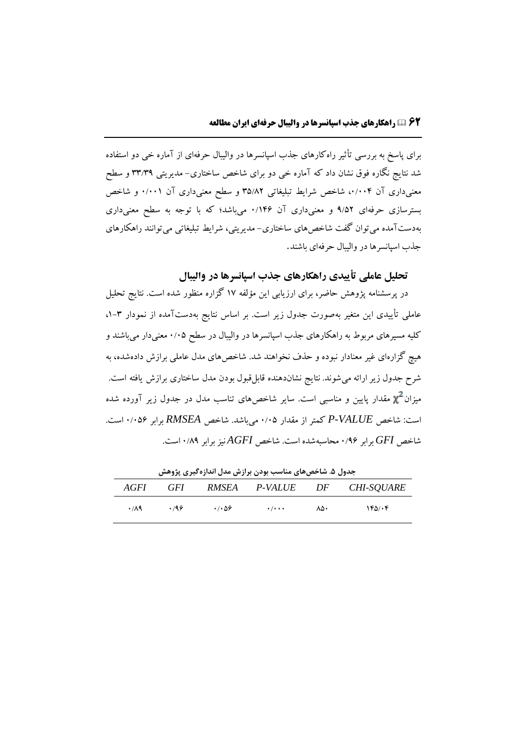برای پاسخ به بررسی تأثیر راه‌کارهای جذب اسپانسرها در والیبال حرفه‌ای از آماره خی دو استفاده شد نتایج نگاره فوق نشان داد که آماره خی دو برای شاخص ساختاری- مدیریتی ۳۳/۳۹ و سطح معنی‌داری آن ۰/۰۰۴، شاخص شرایط تبلیغاتی ۳۵/۸۲ و سطح معنی‌داری آن ۰/۰۰۱ و شاخص بسترسازی حرفه‌ای ۹/۵۲ و معنی‌داری آن ۰/۱۴۶ می‌باشد؛ که با توجه به سطح معنی‌داری به‌دست‌آمده می‌توان گفت شاخص‌های ساختاری- مدیریتی، شرایط تبلیغاتی می‌توانند راهکارهای جذب اسپانسرها در والیبال حرفه‌ای باشند.

## تحلیل عاملی تأییدی راهکارهای جذب اسپانسرها در والیبال

در پرسشنامه پژوهش حاضر، برای ارزیابی این مؤلفه ۱۷ گزاره منظور شده است. نتایج تحلیل عاملی تأییدی این متغیر به‌صورت جدول زیر است. بر اساس نتایج به‌دست‌آمده از نمودار ۳-۱، کلیه مسیرهای مربوط به راهکارهای جذب اسپانسرها در والیبال در سطح ۰/۰۵ معنی‌دار می‌باشند و هیچ گزاره‌ای غیر معنادار نبوده و حذف نخواهند شد. شاخص‌های مدل عاملی برازش داده‌شده، به شرح جدول زیر ارائه می‌شوند. نتایج نشان‌دهنده قابل‌قبول بودن مدل ساختاری برازش یافته است. میزان $\chi^2$ مقدار پایین و مناسبی است. سایر شاخص‌های تناسب مدل در جدول زیر آورده شده است: شاخص *P-VALUE* کمتر از مقدار ۰/۰۵ می‌باشد. شاخص *RMSEA* برابر ۰/۰۵۶ است. شاخص *GFI* برابر ۰/۹۶ محاسبه‌شده است. شاخص *AGFI* نیز برابر ۰/۸۹ است.

**جدول ۵. شاخص‌های مناسب بودن برازش مدل اندازه‌گیری پژوهش**

| CHI-SQUARE | DF | P-VALUE | RMSEA | GFI | AGFI |
|---|---|---|---|---|---|
| ۱۴۵/۰۴ | ۸۵۰ | ۰/۰۰۰ | ۰/۰۵۶ | ۰/۹۶ | ۰/۸۹ |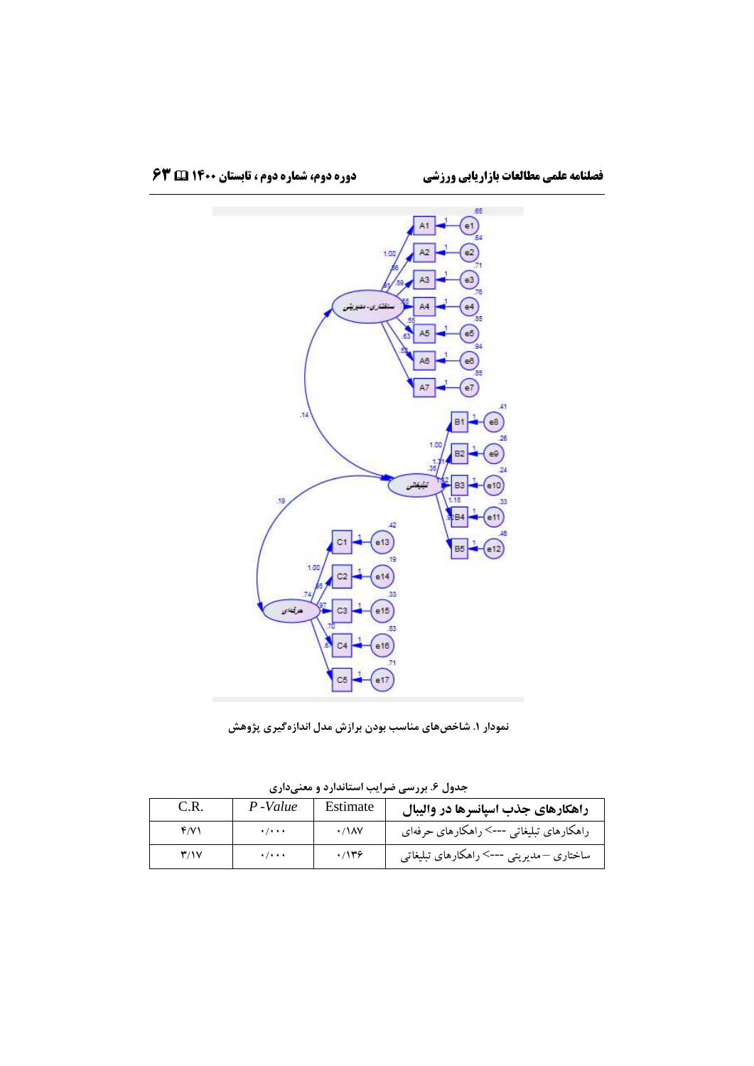نمودار ۱. شاخص‌های مناسب بودن برازش مدل اندازه‌گیری پژوهش

جدول ۶. بررسی ضرایب استاندارد و معنی‌داری

| راهکارهای جذب اسپانسرها در والیبال | Estimate | *P -Value* | C.R. |
|---|---|---|---|
| راهکارهای تبلیغاتی --> راهکارهای حرفه‌ای | ۰/۱۸۷ | ۰/۰۰۰ | ۴/۷۱ |
| ساختاری – مدیریتی --> راهکارهای تبلیغاتی | ۰/۱۳۶ | ۰/۰۰۰ | ۳/۱۷ |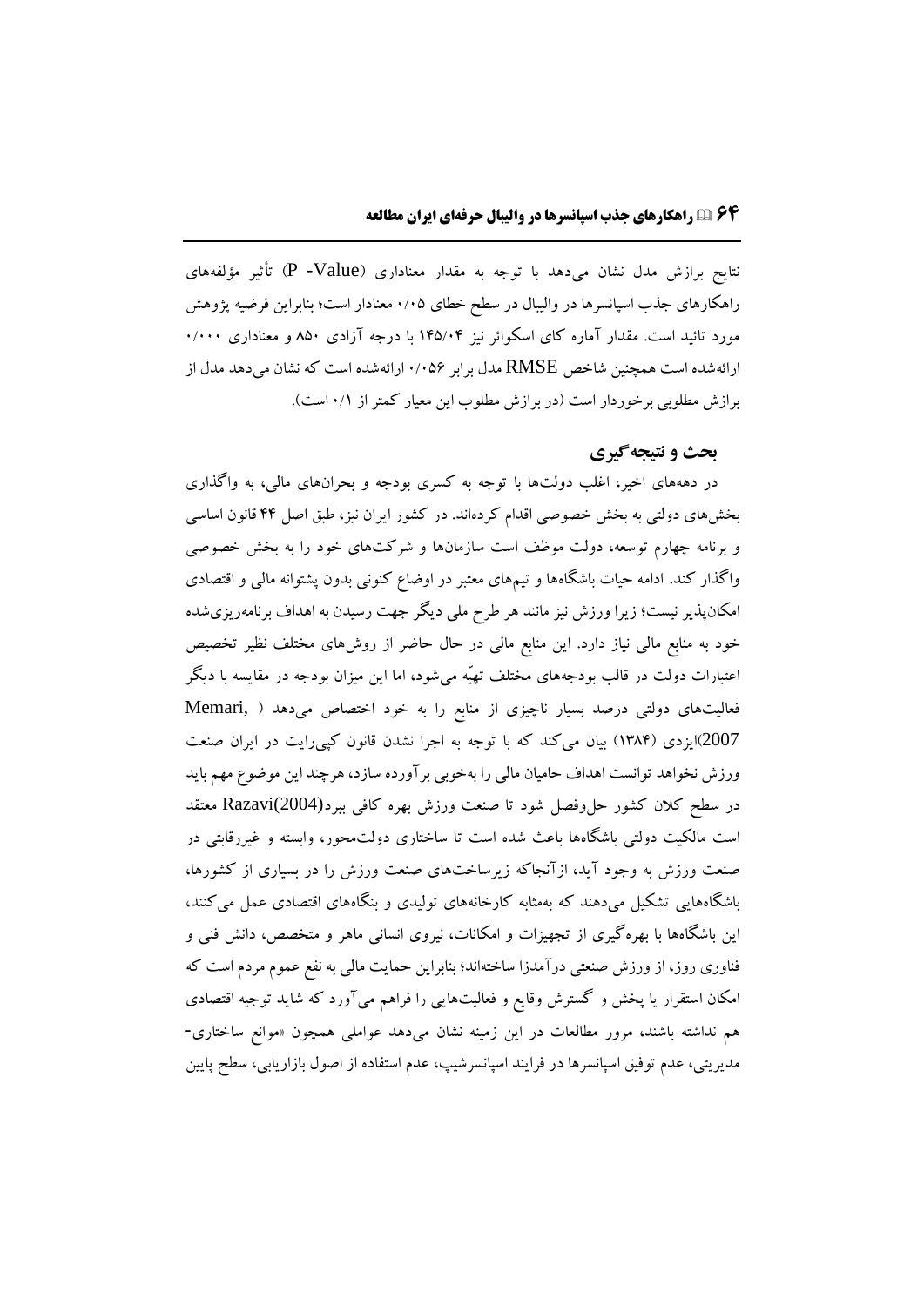نتایج برازش مدل نشان می‌دهد با توجه به مقدار معناداری (P -Value) تأثیر مؤلفه‌های راهکارهای جذب اسپانسرها در والیبال در سطح خطای ۰/۰۵ معنادار است؛ بنابراین فرضیه پژوهش مورد تائید است. مقدار آماره کای اسکوائر نیز ۱۴۵/۰۴ با درجه آزادی ۸۵۰ و معناداری ۰/۰۰۰ ارائه‌شده است همچنین شاخص RMSE مدل برابر ۰/۰۵۶ ارائه‌شده است که نشان می‌دهد مدل از برازش مطلوبی برخوردار است (در برازش مطلوب این معیار کمتر از ۰/۱ است).

## بحث و نتیجه‌گیری

در دهه‌های اخیر، اغلب دولت‌ها با توجه به کسری بودجه و بحران‌های مالی، به واگذاری بخش‌های دولتی به بخش خصوصی اقدام کرده‌اند. در کشور ایران نیز، طبق اصل ۴۴ قانون اساسی و برنامه چهارم توسعه، دولت موظف است سازمان‌ها و شرکت‌های خود را به بخش خصوصی واگذار کند. ادامه حیات باشگاه‌ها و تیم‌های معتبر در اوضاع کنونی بدون پشتوانه مالی و اقتصادی امکان‌پذیر نیست؛ زیرا ورزش نیز مانند هر طرح ملی دیگر جهت رسیدن به اهداف برنامه‌ریزی‌شده خود به منابع مالی نیاز دارد. این منابع مالی در حال حاضر از روش‌های مختلف نظیر تخصیص اعتبارات دولت در قالب بودجه‌های مختلف تهیّه می‌شود، اما این میزان بودجه در مقایسه با دیگر فعالیت‌های دولتی درصد بسیار ناچیزی از منابع را به خود اختصاص می‌دهد ( Memari, 2007)ایزدی (۱۳۸۴) بیان می‌کند که با توجه به اجرا نشدن قانون کپی‌رایت در ایران صنعت ورزش نخواهد توانست اهداف حامیان مالی را به‌خوبی برآورده سازد، هرچند این موضوع مهم باید در سطح کلان کشور حل‌وفصل شود تا صنعت ورزش بهره کافی ببرد(Razavi(2004 معتقد است مالکیت دولتی باشگاه‌ها باعث شده است تا ساختاری دولت‌محور، وابسته و غیررقابتی در صنعت ورزش به وجود آید، ازآنجاکه زیرساخت‌های صنعت ورزش را در بسیاری از کشورها، باشگاه‌هایی تشکیل می‌دهند که به‌مثابه کارخانه‌های تولیدی و بنگاه‌های اقتصادی عمل می‌کنند، این باشگاه‌ها با بهره‌گیری از تجهیزات و امکانات، نیروی انسانی ماهر و متخصص، دانش فنی و فناوری روز، از ورزش صنعتی درآمدزا ساخته‌اند؛ بنابراین حمایت مالی به نفع عموم مردم است که امکان استقرار یا پخش و گسترش وقایع و فعالیت‌هایی را فراهم می‌آورد که شاید توجیه اقتصادی هم نداشته باشند، مرور مطالعات در این زمینه نشان می‌دهد عواملی همچون «موانع ساختاری-مدیریتی، عدم توفیق اسپانسرها در فرایند اسپانسرشیپ، عدم استفاده از اصول بازاریابی، سطح پایین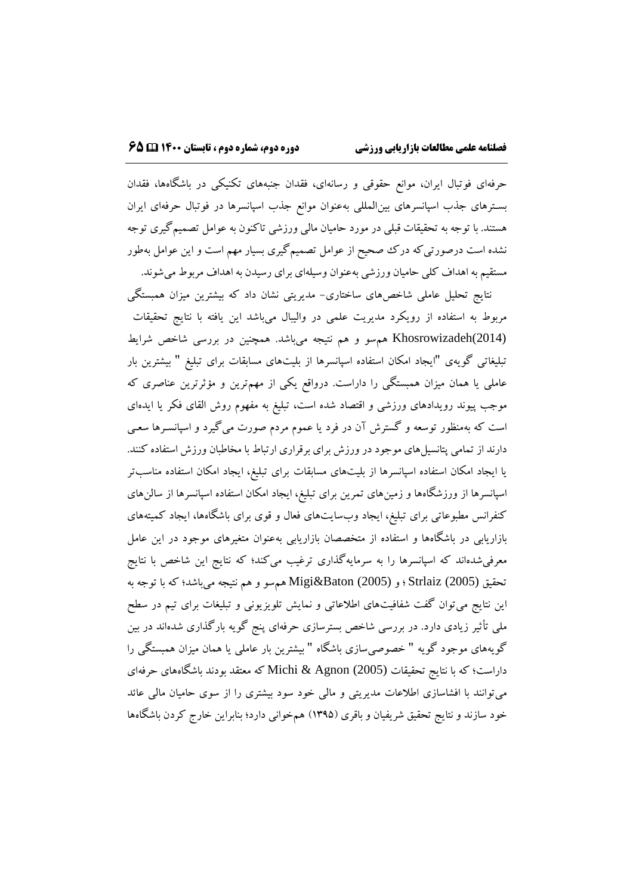حرفه‌ای فوتبال ایران، موانع حقوقی و رسانه‌ای، فقدان جنبه‌های تکنیکی در باشگاه‌ها، فقدان بسترهای جذب اسپانسرهای بین‌المللی به‌عنوان موانع جذب اسپانسرها در فوتبال حرفه‌ای ایران هستند. با توجه به تحقیقات قبلی در مورد حامیان مالی ورزشی تاکنون به عوامل تصمیم‌گیری توجه نشده است درصورتی‌که درک صحیح از عوامل تصمیم‌گیری بسیار مهم است و این عوامل به‌طور مستقیم به اهداف کلی حامیان ورزشی به‌عنوان وسیله‌ای برای رسیدن به اهداف مربوط می‌شوند.

نتایج تحلیل عاملی شاخص‌های ساختاری- مدیریتی نشان داد که بیشترین میزان همبستگی مربوط به استفاده از رویکرد مدیریت علمی در والیبال می‌باشد این یافته با نتایج تحقیقات Khosrowizadeh(2014) هم‌سو و هم نتیجه می‌باشد. همچنین در بررسی شاخص شرایط تبلیغاتی گویه‌ی "ایجاد امکان استفاده اسپانسرها از بلیت‌های مسابقات برای تبلیغ " بیشترین بار عاملی یا همان میزان همبستگی را داراست. درواقع یکی از مهم‌ترین و مؤثرترین عناصری که موجب پیوند رویدادهای ورزشی و اقتصاد شده است، تبلیغ به مفهوم روش القای فکر یا ایده‌ای است که به‌منظور توسعه و گسترش آن در فرد یا عموم مردم صورت می‌گیرد و اسپانسرها سعی دارند از تمامی پتانسیل‌های موجود در ورزش برای برقراری ارتباط با مخاطبان ورزش استفاده کنند. یا ایجاد امکان استفاده اسپانسرها از بلیت‌های مسابقات برای تبلیغ، ایجاد امکان استفاده مناسب‌تر اسپانسرها از ورزشگاه‌ها و زمین‌های تمرین برای تبلیغ، ایجاد امکان استفاده اسپانسرها از سالن‌های کنفرانس مطبوعاتی برای تبلیغ، ایجاد وب‌سایت‌های فعال و قوی برای باشگاه‌ها، ایجاد کمیته‌های بازاریابی در باشگاه‌ها و استفاده از متخصصان بازاریابی به‌عنوان متغیرهای موجود در این عامل معرفی‌شده‌اند که اسپانسرها را به سرمایه‌گذاری ترغیب می‌کند؛ که نتایج این شاخص با نتایج تحقیق Strlaiz (2005) ؛ و Migi&Baton (2005) هم‌سو و هم نتیجه می‌باشد؛ که با توجه به این نتایج می‌توان گفت شفافیت‌های اطلاعاتی و نمایش تلویزیونی و تبلیغات برای تیم در سطح ملی تأثیر زیادی دارد. در بررسی شاخص بسترسازی حرفه‌ای پنج گویه بارگذاری شده‌اند در بین گویه‌های موجود گویه " خصوصی‌سازی باشگاه " بیشترین بار عاملی یا همان میزان همبستگی را داراست؛ که با نتایج تحقیقات Michi & Agnon (2005) که معتقد بودند باشگاه‌های حرفه‌ای می‌توانند با افشاسازی اطلاعات مدیریتی و مالی خود سود بیشتری را از سوی حامیان مالی عائد خود سازند و نتایج تحقیق شریفیان و باقری (۱۳۹۵) همخوانی دارد؛ بنابراین خارج کردن باشگاه‌ها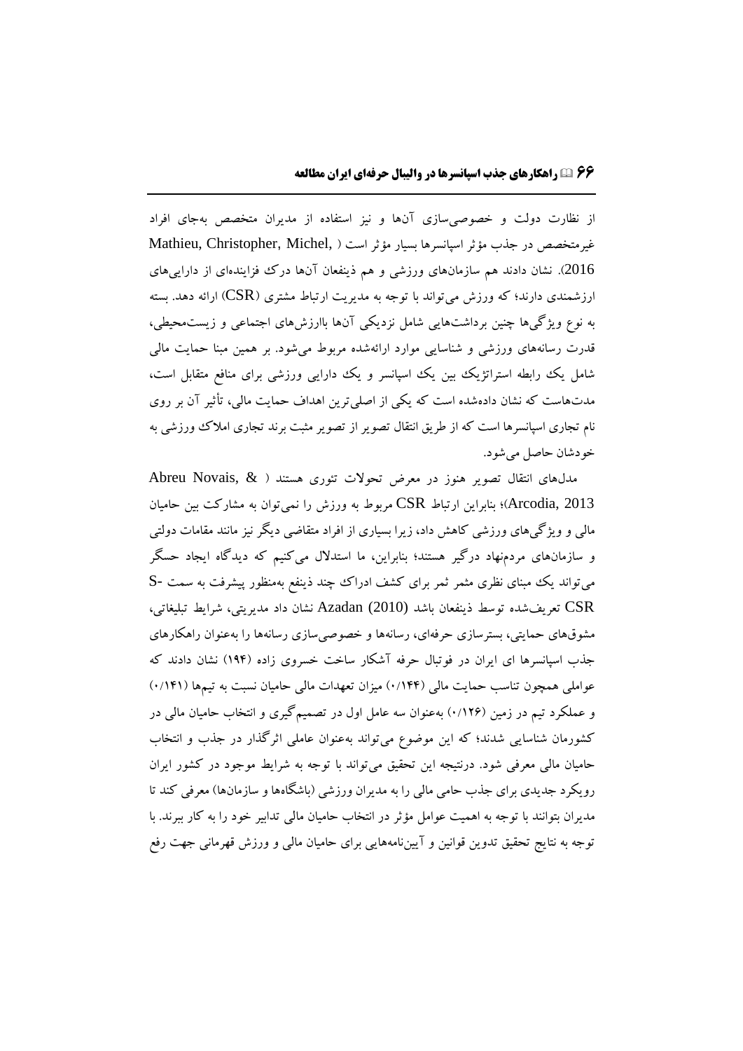از نظارت دولت و خصوصی‌سازی آن‌ها و نیز استفاده از مدیران متخصص به‌جای افراد غیرمتخصص در جذب مؤثر اسپانسرها بسیار مؤثر است (Mathieu, Christopher, Michel, 2016). نشان دادند هم سازمان‌های ورزشی و هم ذینفعان آن‌ها درک فزاینده‌ای از دارایی‌های ارزشمندی دارند؛ که ورزش می‌تواند با توجه به مدیریت ارتباط مشتری (CSR) ارائه دهد. بسته به نوع ویژگی‌ها چنین برداشت‌هایی شامل نزدیکی آن‌ها باارزش‌های اجتماعی و زیست‌محیطی، قدرت رسانه‌های ورزشی و شناسایی موارد ارائه‌شده مربوط می‌شود. بر همین مبنا حمایت مالی شامل یک رابطه استراتژیک بین یک اسپانسر و یک دارایی ورزشی برای منافع متقابل است، مدت‌هاست که نشان داده‌شده است که یکی از اصلی‌ترین اهداف حمایت مالی، تأثیر آن بر روی نام تجاری اسپانسرها است که از طریق انتقال تصویر از تصویر مثبت برند تجاری املاک ورزشی به خودشان حاصل می‌شود.

مدل‌های انتقال تصویر هنوز در معرض تحولات تئوری هستند (Abreu Novais, & Arcodia, 2013)؛ بنابراین ارتباط CSR مربوط به ورزش را نمی‌توان به مشارکت بین حامیان مالی و ویژگی‌های ورزشی کاهش داد، زیرا بسیاری از افراد متقاضی دیگر نیز مانند مقامات دولتی و سازمان‌های مردم‌نهاد درگیر هستند؛ بنابراین، ما استدلال می‌کنیم که دیدگاه ایجاد حسگر می‌تواند یک مبنای نظری مثمر ثمر برای کشف ادراک چند ذینفع به‌منظور پیشرفت به سمت S-CSR تعریف‌شده توسط ذینفعان باشد Azadan (2010) نشان داد مدیریتی، شرایط تبلیغاتی، مشوق‌های حمایتی، بسترسازی حرفه‌ای، رسانه‌ها و خصوصی‌سازی رسانه‌ها را به‌عنوان راهکارهای جذب اسپانسرها ای ایران در فوتبال حرفه آشکار ساخت خسروی زاده (۱۹۴) نشان دادند که عواملی همچون تناسب حمایت مالی (۰/۱۴۴) میزان تعهدات مالی حامیان نسبت به تیم‌ها (۰/۱۴۱) و عملکرد تیم در زمین (۰/۱۲۶) به‌عنوان سه عامل اول در تصمیم‌گیری و انتخاب حامیان مالی در کشورمان شناسایی شدند؛ که این موضوع می‌تواند به‌عنوان عاملی اثرگذار در جذب و انتخاب حامیان مالی معرفی شود. درنتیجه این تحقیق می‌تواند با توجه به شرایط موجود در کشور ایران رویکرد جدیدی برای جذب حامی مالی را به مدیران ورزشی (باشگاه‌ها و سازمان‌ها) معرفی کند تا مدیران بتوانند با توجه به اهمیت عوامل مؤثر در انتخاب حامیان مالی تدابیر خود را به کار ببرند. با توجه به نتایج تحقیق تدوین قوانین و آیین‌نامه‌هایی برای حامیان مالی و ورزش قهرمانی جهت رفع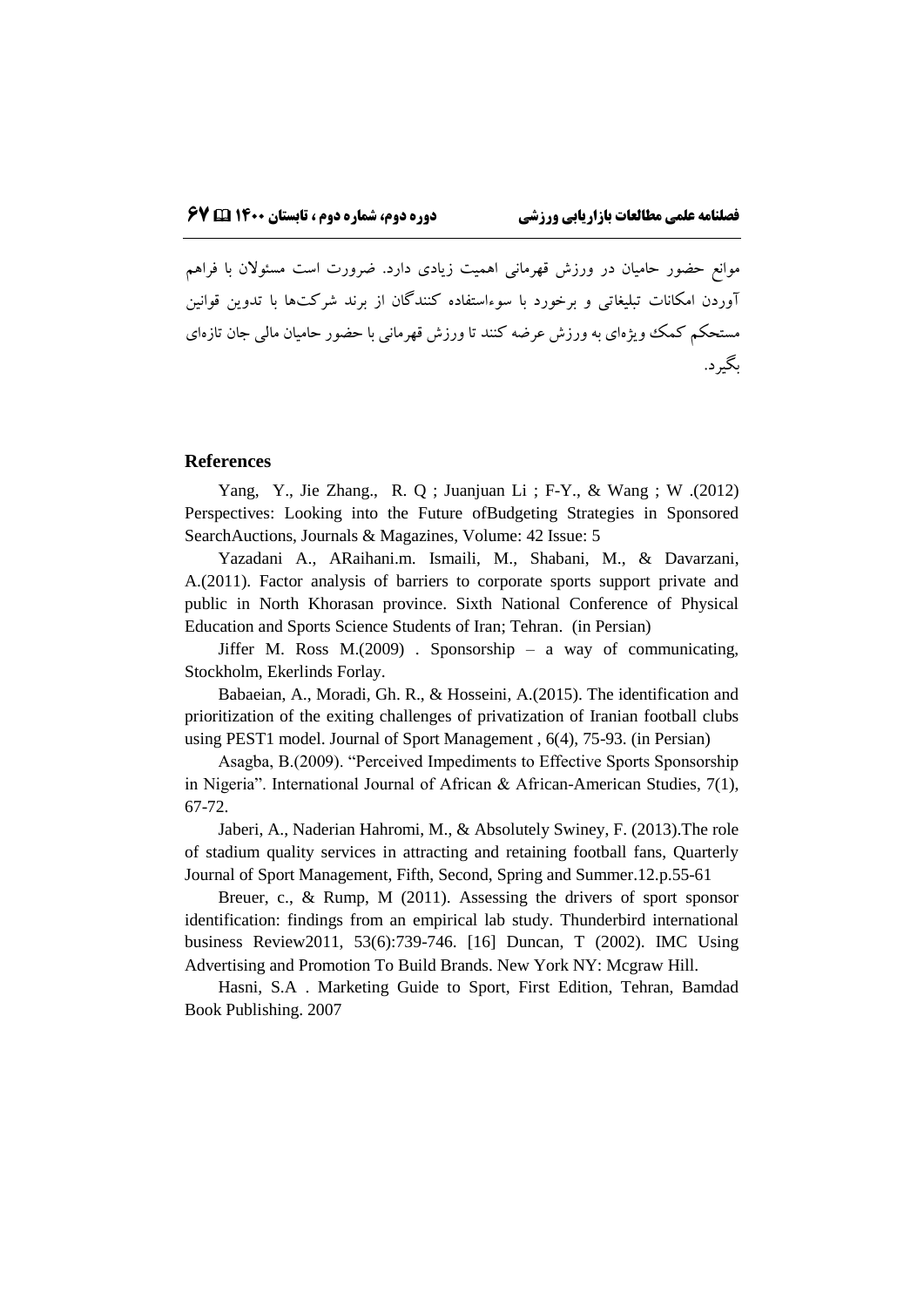موانع حضور حامیان در ورزش قهرمانی اهمیت زیادی دارد. ضرورت است مسئولان با فراهم آوردن امکانات تبلیغاتی و برخورد با سوءاستفاده کنندگان از برند شرکت‌ها با تدوین قوانین مستحکم کمک ویژه‌ای به ورزش عرضه کنند تا ورزش قهرمانی با حضور حامیان مالی جان تازه‌ای بگیرد.

## References

Yang, Y., Jie Zhang., R. Q ; Juanjuan Li ; F-Y., & Wang ; W .(2012) Perspectives: Looking into the Future ofBudgeting Strategies in Sponsored SearchAuctions, Journals & Magazines, Volume: 42 Issue: 5

Yazadani A., ARaihani.m. Ismaili, M., Shabani, M., & Davarzani, A.(2011). Factor analysis of barriers to corporate sports support private and public in North Khorasan province. Sixth National Conference of Physical Education and Sports Science Students of Iran; Tehran. (in Persian)

Jiffer M. Ross M.(2009) . Sponsorship – a way of communicating, Stockholm, Ekerlinds Forlay.

Babaeian, A., Moradi, Gh. R., & Hosseini, A.(2015). The identification and prioritization of the exiting challenges of privatization of Iranian football clubs using PEST1 model. Journal of Sport Management , 6(4), 75-93. (in Persian)

Asagba, B.(2009). “Perceived Impediments to Effective Sports Sponsorship in Nigeria”. International Journal of African & African-American Studies, 7(1), 67-72.

Jaberi, A., Naderian Hahromi, M., & Absolutely Swiney, F. (2013).The role of stadium quality services in attracting and retaining football fans, Quarterly Journal of Sport Management, Fifth, Second, Spring and Summer.12.p.55-61

Breuer, c., & Rump, M (2011). Assessing the drivers of sport sponsor identification: findings from an empirical lab study. Thunderbird international business Review2011, 53(6):739-746. [16] Duncan, T (2002). IMC Using Advertising and Promotion To Build Brands. New York NY: Mcgraw Hill.

Hasni, S.A . Marketing Guide to Sport, First Edition, Tehran, Bamdad Book Publishing. 2007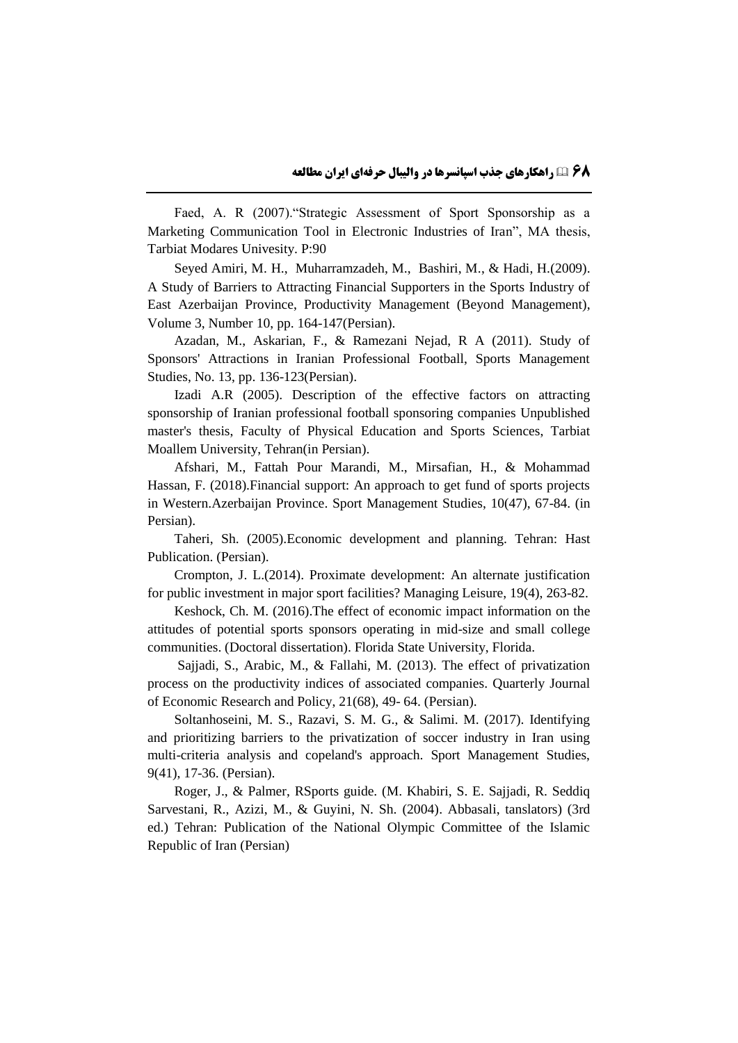Faed, A. R (2007)."Strategic Assessment of Sport Sponsorship as a Marketing Communication Tool in Electronic Industries of Iran", MA thesis, Tarbiat Modares Univesity. P:90

Seyed Amiri, M. H., Muharramzadeh, M., Bashiri, M., & Hadi, H.(2009). A Study of Barriers to Attracting Financial Supporters in the Sports Industry of East Azerbaijan Province, Productivity Management (Beyond Management), Volume 3, Number 10, pp. 164-147(Persian).

Azadan, M., Askarian, F., & Ramezani Nejad, R A (2011). Study of Sponsors' Attractions in Iranian Professional Football, Sports Management Studies, No. 13, pp. 136-123(Persian).

Izadi A.R (2005). Description of the effective factors on attracting sponsorship of Iranian professional football sponsoring companies Unpublished master's thesis, Faculty of Physical Education and Sports Sciences, Tarbiat Moallem University, Tehran(in Persian).

Afshari, M., Fattah Pour Marandi, M., Mirsafian, H., & Mohammad Hassan, F. (2018).Financial support: An approach to get fund of sports projects in Western.Azerbaijan Province. Sport Management Studies, 10(47), 67-84. (in Persian).

Taheri, Sh. (2005).Economic development and planning. Tehran: Hast Publication. (Persian).

Crompton, J. L.(2014). Proximate development: An alternate justification for public investment in major sport facilities? Managing Leisure, 19(4), 263-82.

Keshock, Ch. M. (2016).The effect of economic impact information on the attitudes of potential sports sponsors operating in mid-size and small college communities. (Doctoral dissertation). Florida State University, Florida.

Sajjadi, S., Arabic, M., & Fallahi, M. (2013). The effect of privatization process on the productivity indices of associated companies. Quarterly Journal of Economic Research and Policy, 21(68), 49- 64. (Persian).

Soltanhoseini, M. S., Razavi, S. M. G., & Salimi. M. (2017). Identifying and prioritizing barriers to the privatization of soccer industry in Iran using multi-criteria analysis and copeland's approach. Sport Management Studies, 9(41), 17-36. (Persian).

Roger, J., & Palmer, RSports guide. (M. Khabiri, S. E. Sajjadi, R. Seddiq Sarvestani, R., Azizi, M., & Guyini, N. Sh. (2004). Abbasali, tanslators) (3rd ed.) Tehran: Publication of the National Olympic Committee of the Islamic Republic of Iran (Persian)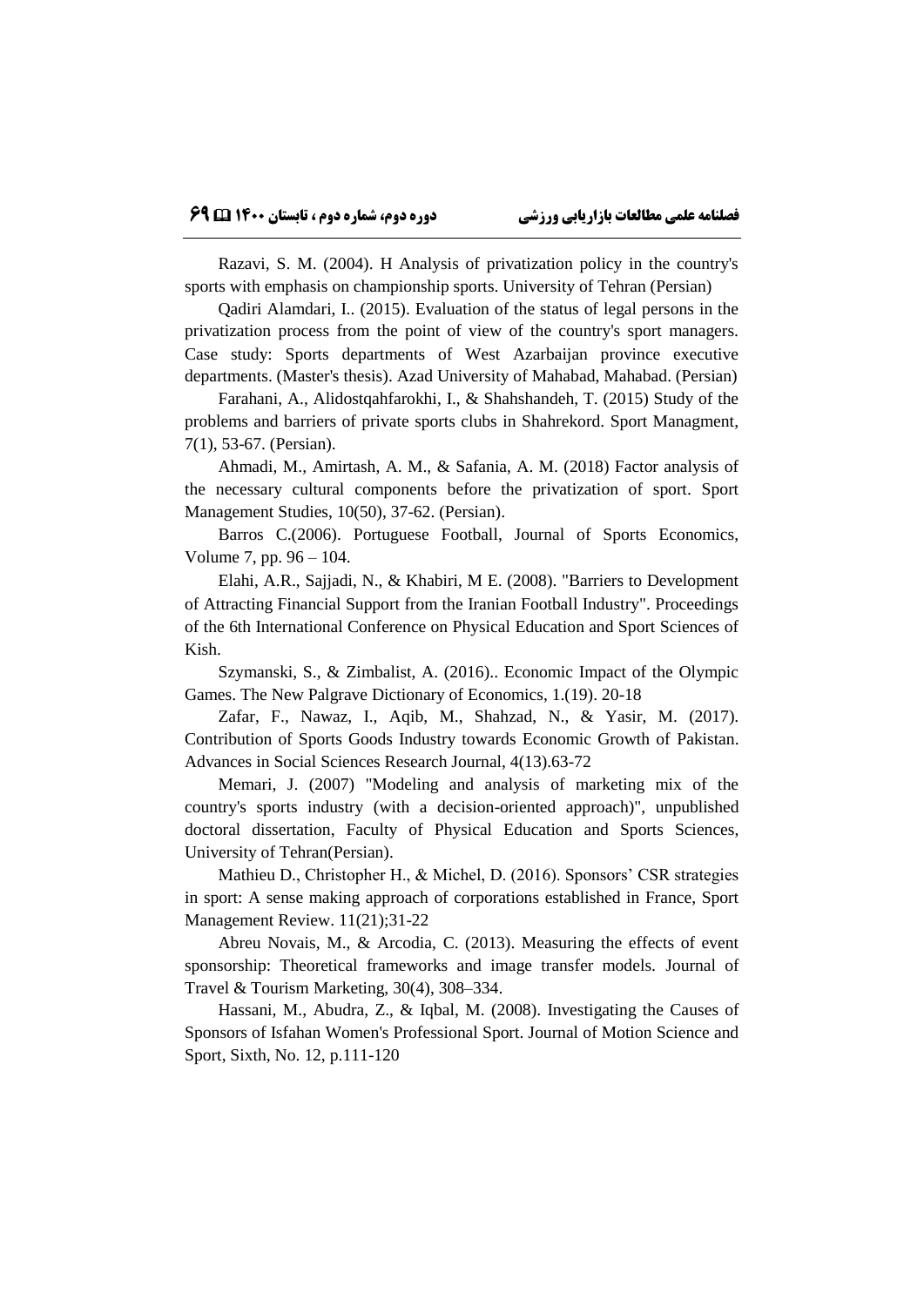Razavi, S. M. (2004). H Analysis of privatization policy in the country's sports with emphasis on championship sports. University of Tehran (Persian)

Qadiri Alamdari, I.. (2015). Evaluation of the status of legal persons in the privatization process from the point of view of the country's sport managers. Case study: Sports departments of West Azarbaijan province executive departments. (Master's thesis). Azad University of Mahabad, Mahabad. (Persian)

Farahani, A., Alidostqahfarokhi, I., & Shahshandeh, T. (2015) Study of the problems and barriers of private sports clubs in Shahrekord. Sport Managment, 7(1), 53-67. (Persian).

Ahmadi, M., Amirtash, A. M., & Safania, A. M. (2018) Factor analysis of the necessary cultural components before the privatization of sport. Sport Management Studies, 10(50), 37-62. (Persian).

Barros C.(2006). Portuguese Football, Journal of Sports Economics, Volume 7, pp. 96 – 104.

Elahi, A.R., Sajjadi, N., & Khabiri, M E. (2008). "Barriers to Development of Attracting Financial Support from the Iranian Football Industry". Proceedings of the 6th International Conference on Physical Education and Sport Sciences of Kish.

Szymanski, S., & Zimbalist, A. (2016).. Economic Impact of the Olympic Games. The New Palgrave Dictionary of Economics, 1.(19). 20-18

Zafar, F., Nawaz, I., Aqib, M., Shahzad, N., & Yasir, M. (2017). Contribution of Sports Goods Industry towards Economic Growth of Pakistan. Advances in Social Sciences Research Journal, 4(13).63-72

Memari, J. (2007) "Modeling and analysis of marketing mix of the country's sports industry (with a decision-oriented approach)", unpublished doctoral dissertation, Faculty of Physical Education and Sports Sciences, University of Tehran(Persian).

Mathieu D., Christopher H., & Michel, D. (2016). Sponsors' CSR strategies in sport: A sense making approach of corporations established in France, Sport Management Review. 11(21);31-22

Abreu Novais, M., & Arcodia, C. (2013). Measuring the effects of event sponsorship: Theoretical frameworks and image transfer models. Journal of Travel & Tourism Marketing, 30(4), 308–334.

Hassani, M., Abudra, Z., & Iqbal, M. (2008). Investigating the Causes of Sponsors of Isfahan Women's Professional Sport. Journal of Motion Science and Sport, Sixth, No. 12, p.111-120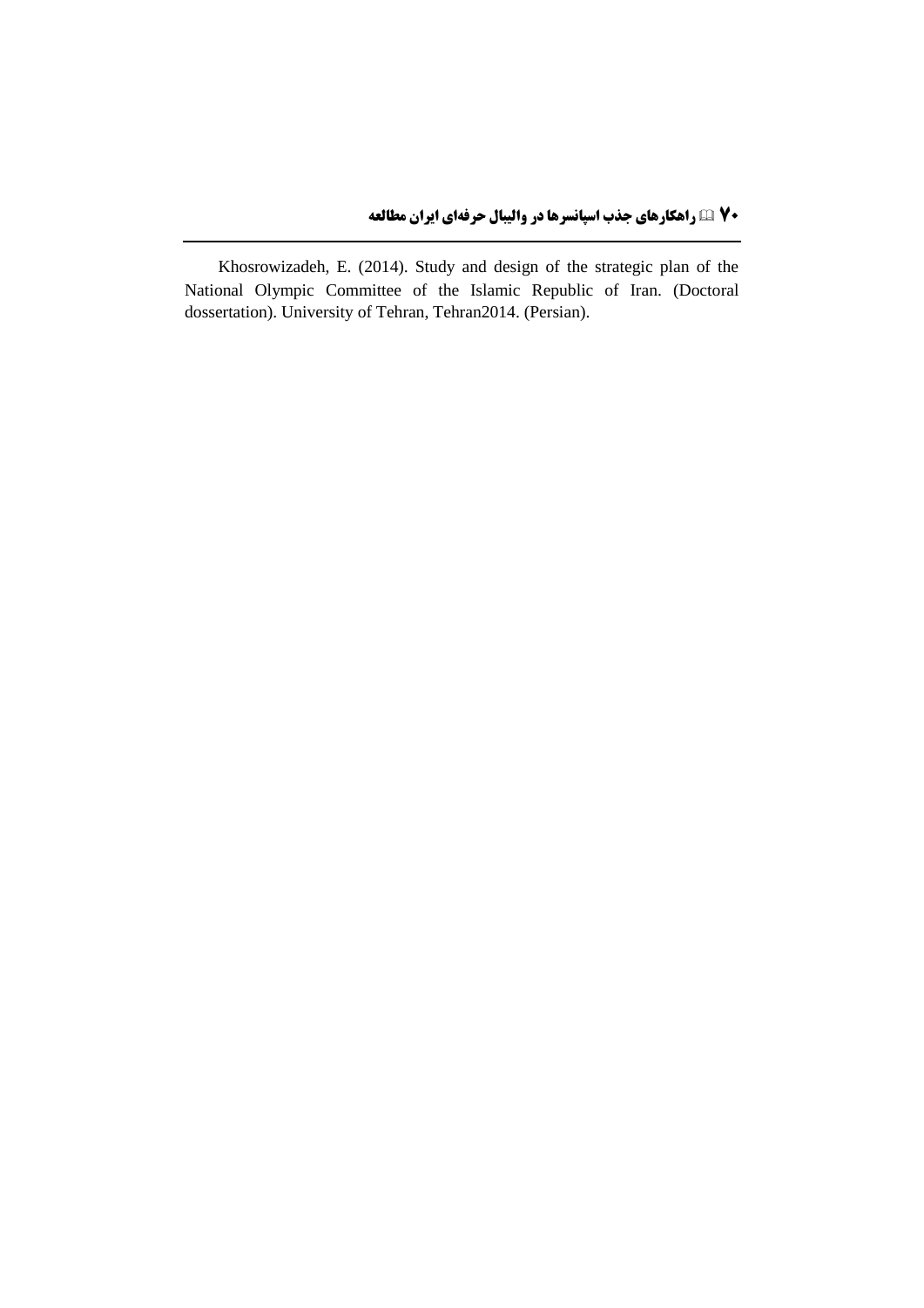Khosrowizadeh, E. (2014). Study and design of the strategic plan of the National Olympic Committee of the Islamic Republic of Iran. (Doctoral dossertation). University of Tehran, Tehran2014. (Persian).